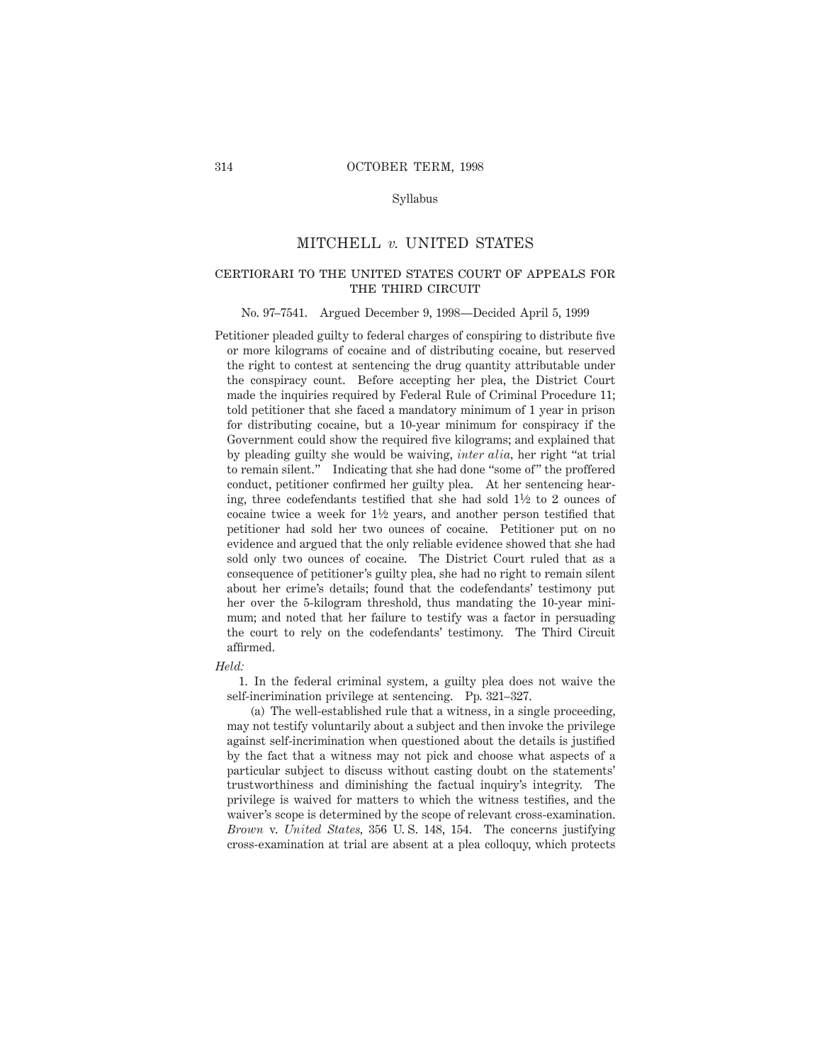Syllabus

# MITCHELL *v.* UNITED STATES

## CERTIORARI TO THE UNITED STATES COURT OF APPEALS FOR THE THIRD CIRCUIT

No. 97–7541. Argued December 9, 1998—Decided April 5, 1999

Petitioner pleaded guilty to federal charges of conspiring to distribute five or more kilograms of cocaine and of distributing cocaine, but reserved the right to contest at sentencing the drug quantity attributable under the conspiracy count. Before accepting her plea, the District Court made the inquiries required by Federal Rule of Criminal Procedure 11; told petitioner that she faced a mandatory minimum of 1 year in prison for distributing cocaine, but a 10-year minimum for conspiracy if the Government could show the required five kilograms; and explained that by pleading guilty she would be waiving, *inter alia*, her right "at trial to remain silent." Indicating that she had done "some of" the proffered conduct, petitioner confirmed her guilty plea. At her sentencing hearing, three codefendants testified that she had sold 1½ to 2 ounces of cocaine twice a week for 1½ years, and another person testified that petitioner had sold her two ounces of cocaine. Petitioner put on no evidence and argued that the only reliable evidence showed that she had sold only two ounces of cocaine. The District Court ruled that as a consequence of petitioner's guilty plea, she had no right to remain silent about her crime's details; found that the codefendants' testimony put her over the 5-kilogram threshold, thus mandating the 10-year minimum; and noted that her failure to testify was a factor in persuading the court to rely on the codefendants' testimony. The Third Circuit affirmed.

*Held:*

1. In the federal criminal system, a guilty plea does not waive the self-incrimination privilege at sentencing. Pp. 321–327.

(a) The well-established rule that a witness, in a single proceeding, may not testify voluntarily about a subject and then invoke the privilege against self-incrimination when questioned about the details is justified by the fact that a witness may not pick and choose what aspects of a particular subject to discuss without casting doubt on the statements' trustworthiness and diminishing the factual inquiry's integrity. The privilege is waived for matters to which the witness testifies, and the waiver's scope is determined by the scope of relevant cross-examination. *Brown* v. *United States,* 356 U. S. 148, 154. The concerns justifying cross-examination at trial are absent at a plea colloquy, which protects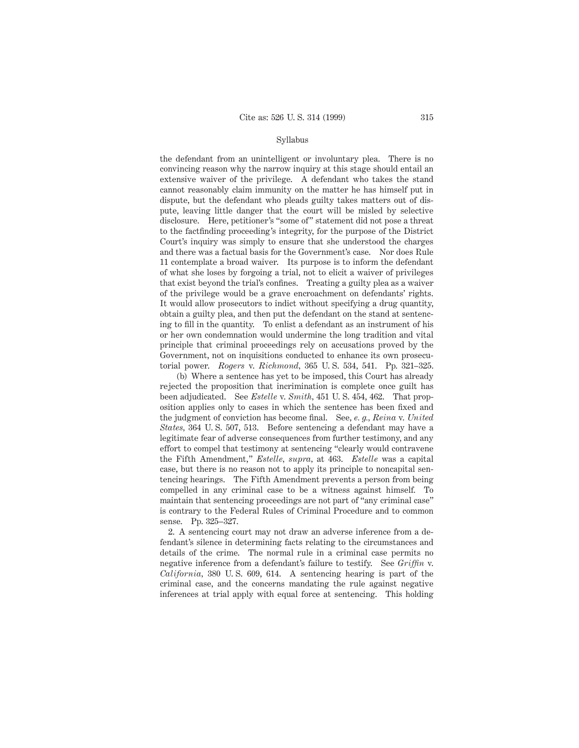the defendant from an unintelligent or involuntary plea. There is no convincing reason why the narrow inquiry at this stage should entail an extensive waiver of the privilege. A defendant who takes the stand cannot reasonably claim immunity on the matter he has himself put in dispute, but the defendant who pleads guilty takes matters out of dispute, leaving little danger that the court will be misled by selective disclosure. Here, petitioner's "some of" statement did not pose a threat to the factfinding proceeding's integrity, for the purpose of the District Court's inquiry was simply to ensure that she understood the charges and there was a factual basis for the Government's case. Nor does Rule 11 contemplate a broad waiver. Its purpose is to inform the defendant of what she loses by forgoing a trial, not to elicit a waiver of privileges that exist beyond the trial's confines. Treating a guilty plea as a waiver of the privilege would be a grave encroachment on defendants' rights. It would allow prosecutors to indict without specifying a drug quantity, obtain a guilty plea, and then put the defendant on the stand at sentencing to fill in the quantity. To enlist a defendant as an instrument of his or her own condemnation would undermine the long tradition and vital principle that criminal proceedings rely on accusations proved by the Government, not on inquisitions conducted to enhance its own prosecutorial power. *Rogers* v. *Richmond*, 365 U. S. 534, 541. Pp. 321–325.

(b) Where a sentence has yet to be imposed, this Court has already rejected the proposition that incrimination is complete once guilt has been adjudicated. See *Estelle* v. *Smith*, 451 U. S. 454, 462. That proposition applies only to cases in which the sentence has been fixed and the judgment of conviction has become final. See, *e. g., Reina* v. *United States*, 364 U. S. 507, 513. Before sentencing a defendant may have a legitimate fear of adverse consequences from further testimony, and any effort to compel that testimony at sentencing "clearly would contravene the Fifth Amendment," *Estelle, supra*, at 463. *Estelle* was a capital case, but there is no reason not to apply its principle to noncapital sentencing hearings. The Fifth Amendment prevents a person from being compelled in any criminal case to be a witness against himself. To maintain that sentencing proceedings are not part of "any criminal case" is contrary to the Federal Rules of Criminal Procedure and to common sense. Pp. 325–327.

2. A sentencing court may not draw an adverse inference from a defendant's silence in determining facts relating to the circumstances and details of the crime. The normal rule in a criminal case permits no negative inference from a defendant's failure to testify. See *Griffin* v. *California*, 380 U. S. 609, 614. A sentencing hearing is part of the criminal case, and the concerns mandating the rule against negative inferences at trial apply with equal force at sentencing. This holding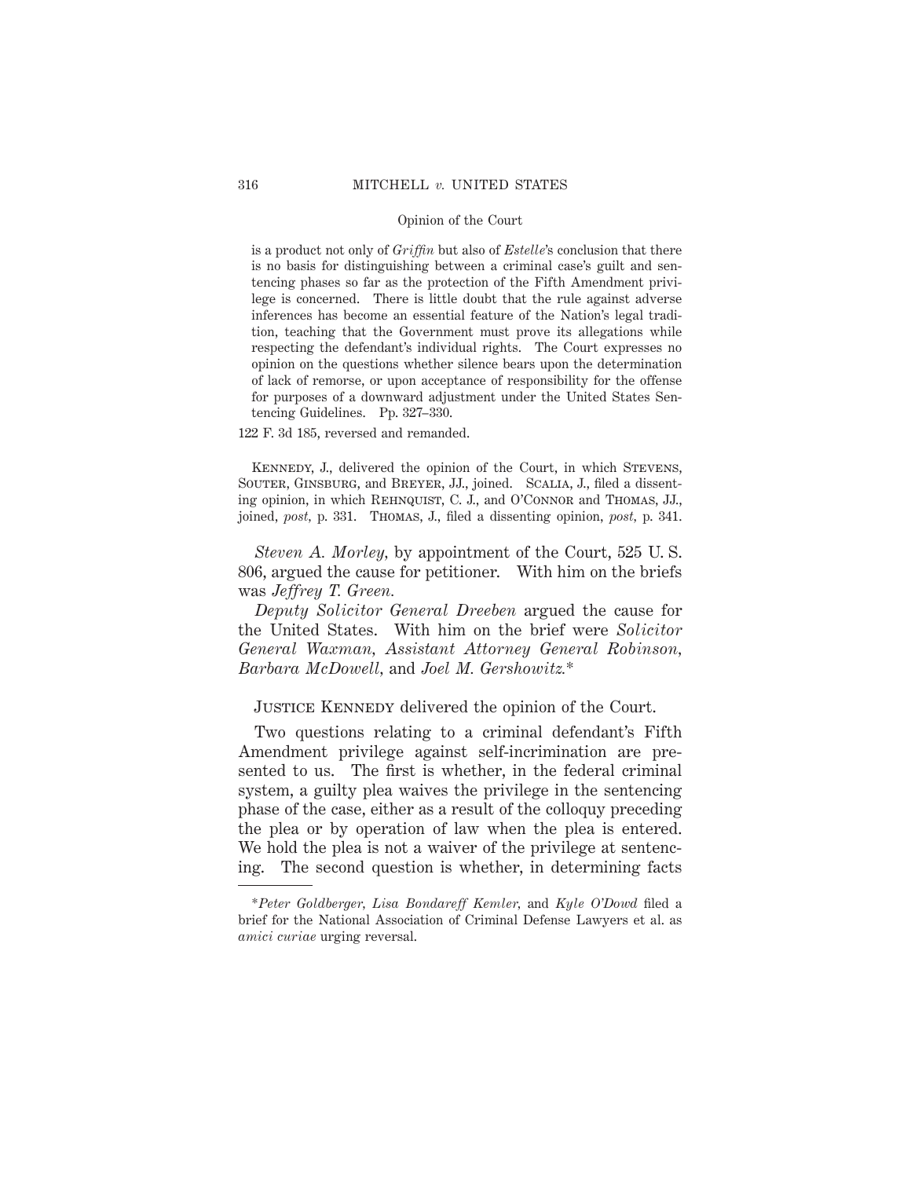is a product not only of *Griffin* but also of *Estelle*'s conclusion that there is no basis for distinguishing between a criminal case's guilt and sentencing phases so far as the protection of the Fifth Amendment privilege is concerned. There is little doubt that the rule against adverse inferences has become an essential feature of the Nation's legal tradition, teaching that the Government must prove its allegations while respecting the defendant's individual rights. The Court expresses no opinion on the questions whether silence bears upon the determination of lack of remorse, or upon acceptance of responsibility for the offense for purposes of a downward adjustment under the United States Sentencing Guidelines. Pp. 327–330.

122 F. 3d 185, reversed and remanded.

Kennedy, J., delivered the opinion of the Court, in which Stevens, Souter, Ginsburg, and Breyer, JJ., joined. Scalia, J., filed a dissenting opinion, in which Rehnquist, C. J., and O'Connor and Thomas, JJ., joined, *post*, p. 331. Thomas, J., filed a dissenting opinion, *post*, p. 341.

*Steven A. Morley*, by appointment of the Court, 525 U. S. 806, argued the cause for petitioner. With him on the briefs was *Jeffrey T. Green.*

*Deputy Solicitor General Dreeben* argued the cause for the United States. With him on the brief were *Solicitor General Waxman, Assistant Attorney General Robinson, Barbara McDowell*, and *Joel M. Gershowitz.*\*

Justice Kennedy delivered the opinion of the Court.

Two questions relating to a criminal defendant's Fifth Amendment privilege against self-incrimination are presented to us. The first is whether, in the federal criminal system, a guilty plea waives the privilege in the sentencing phase of the case, either as a result of the colloquy preceding the plea or by operation of law when the plea is entered. We hold the plea is not a waiver of the privilege at sentencing. The second question is whether, in determining facts

---

\**Peter Goldberger, Lisa Bondareff Kemler*, and *Kyle O'Dowd* filed a brief for the National Association of Criminal Defense Lawyers et al. as *amici curiae* urging reversal.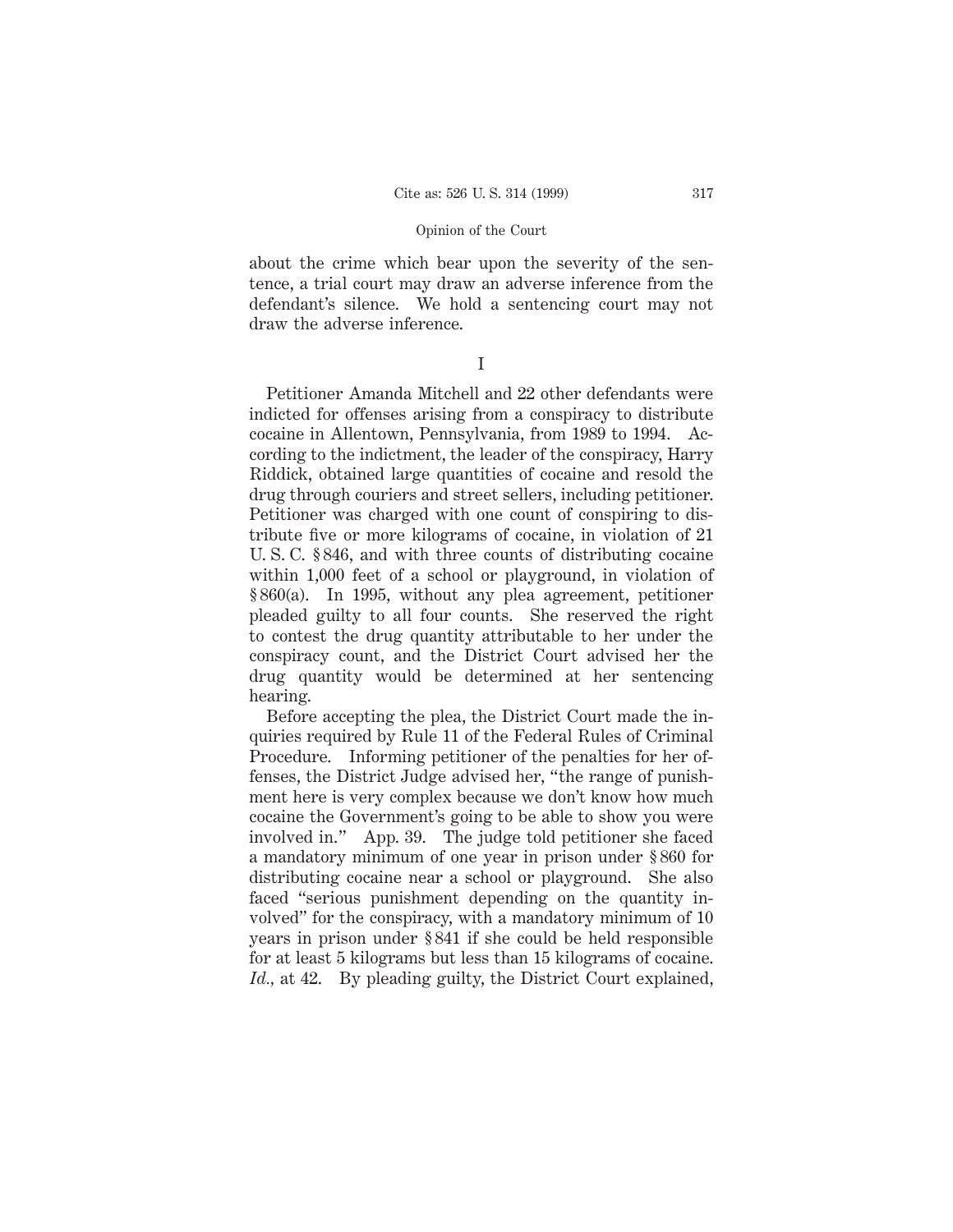about the crime which bear upon the severity of the sentence, a trial court may draw an adverse inference from the defendant's silence. We hold a sentencing court may not draw the adverse inference.

I

Petitioner Amanda Mitchell and 22 other defendants were indicted for offenses arising from a conspiracy to distribute cocaine in Allentown, Pennsylvania, from 1989 to 1994. According to the indictment, the leader of the conspiracy, Harry Riddick, obtained large quantities of cocaine and resold the drug through couriers and street sellers, including petitioner. Petitioner was charged with one count of conspiring to distribute five or more kilograms of cocaine, in violation of 21 U. S. C. § 846, and with three counts of distributing cocaine within 1,000 feet of a school or playground, in violation of § 860(a). In 1995, without any plea agreement, petitioner pleaded guilty to all four counts. She reserved the right to contest the drug quantity attributable to her under the conspiracy count, and the District Court advised her the drug quantity would be determined at her sentencing hearing.

Before accepting the plea, the District Court made the inquiries required by Rule 11 of the Federal Rules of Criminal Procedure. Informing petitioner of the penalties for her offenses, the District Judge advised her, "the range of punishment here is very complex because we don't know how much cocaine the Government's going to be able to show you were involved in." App. 39. The judge told petitioner she faced a mandatory minimum of one year in prison under § 860 for distributing cocaine near a school or playground. She also faced "serious punishment depending on the quantity involved" for the conspiracy, with a mandatory minimum of 10 years in prison under § 841 if she could be held responsible for at least 5 kilograms but less than 15 kilograms of cocaine. *Id.*, at 42. By pleading guilty, the District Court explained,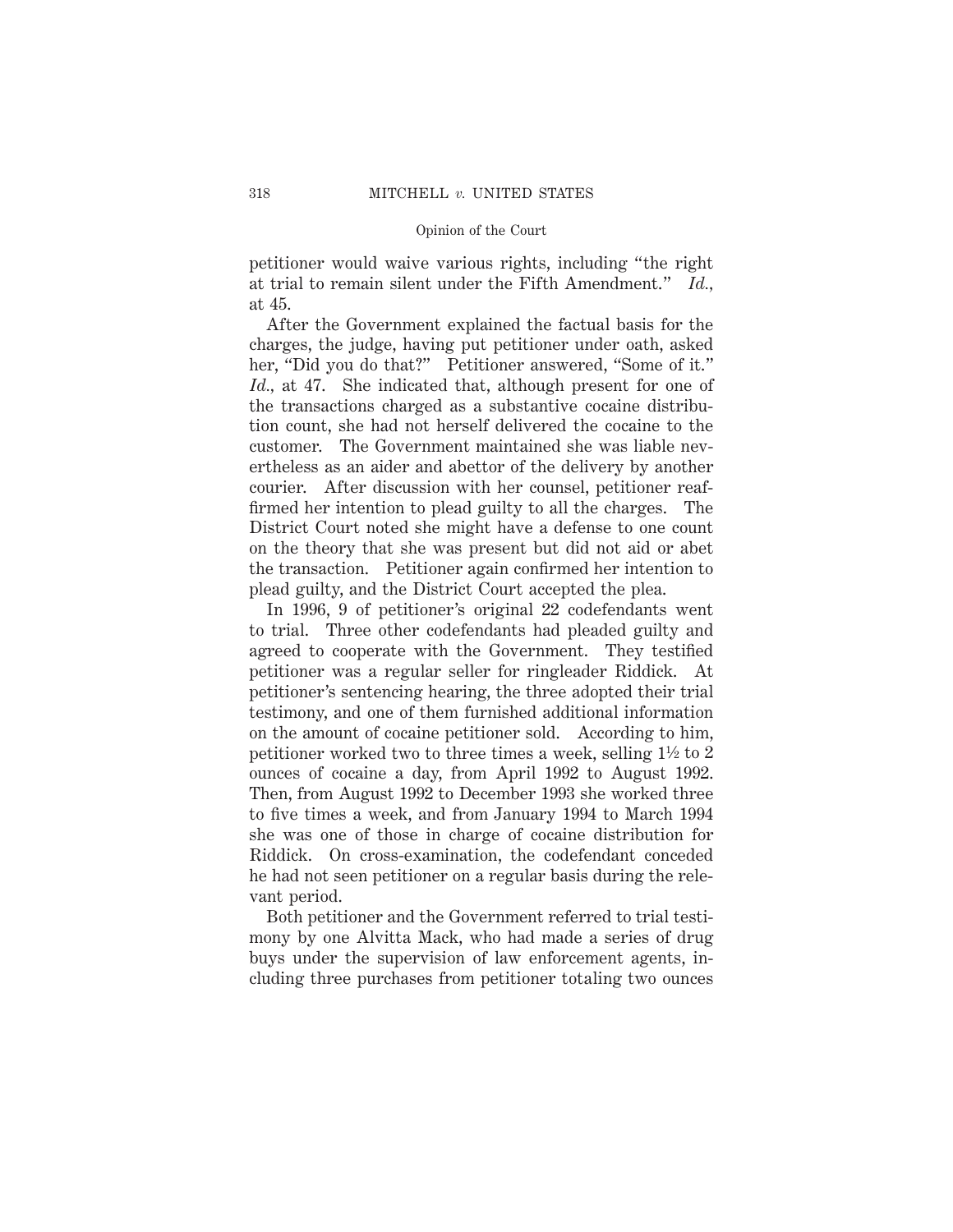petitioner would waive various rights, including "the right at trial to remain silent under the Fifth Amendment." *Id.*, at 45.

After the Government explained the factual basis for the charges, the judge, having put petitioner under oath, asked her, "Did you do that?" Petitioner answered, "Some of it." *Id.*, at 47. She indicated that, although present for one of the transactions charged as a substantive cocaine distribution count, she had not herself delivered the cocaine to the customer. The Government maintained she was liable nevertheless as an aider and abettor of the delivery by another courier. After discussion with her counsel, petitioner reaffirmed her intention to plead guilty to all the charges. The District Court noted she might have a defense to one count on the theory that she was present but did not aid or abet the transaction. Petitioner again confirmed her intention to plead guilty, and the District Court accepted the plea.

In 1996, 9 of petitioner's original 22 codefendants went to trial. Three other codefendants had pleaded guilty and agreed to cooperate with the Government. They testified petitioner was a regular seller for ringleader Riddick. At petitioner's sentencing hearing, the three adopted their trial testimony, and one of them furnished additional information on the amount of cocaine petitioner sold. According to him, petitioner worked two to three times a week, selling 1½ to 2 ounces of cocaine a day, from April 1992 to August 1992. Then, from August 1992 to December 1993 she worked three to five times a week, and from January 1994 to March 1994 she was one of those in charge of cocaine distribution for Riddick. On cross-examination, the codefendant conceded he had not seen petitioner on a regular basis during the relevant period.

Both petitioner and the Government referred to trial testimony by one Alvitta Mack, who had made a series of drug buys under the supervision of law enforcement agents, including three purchases from petitioner totaling two ounces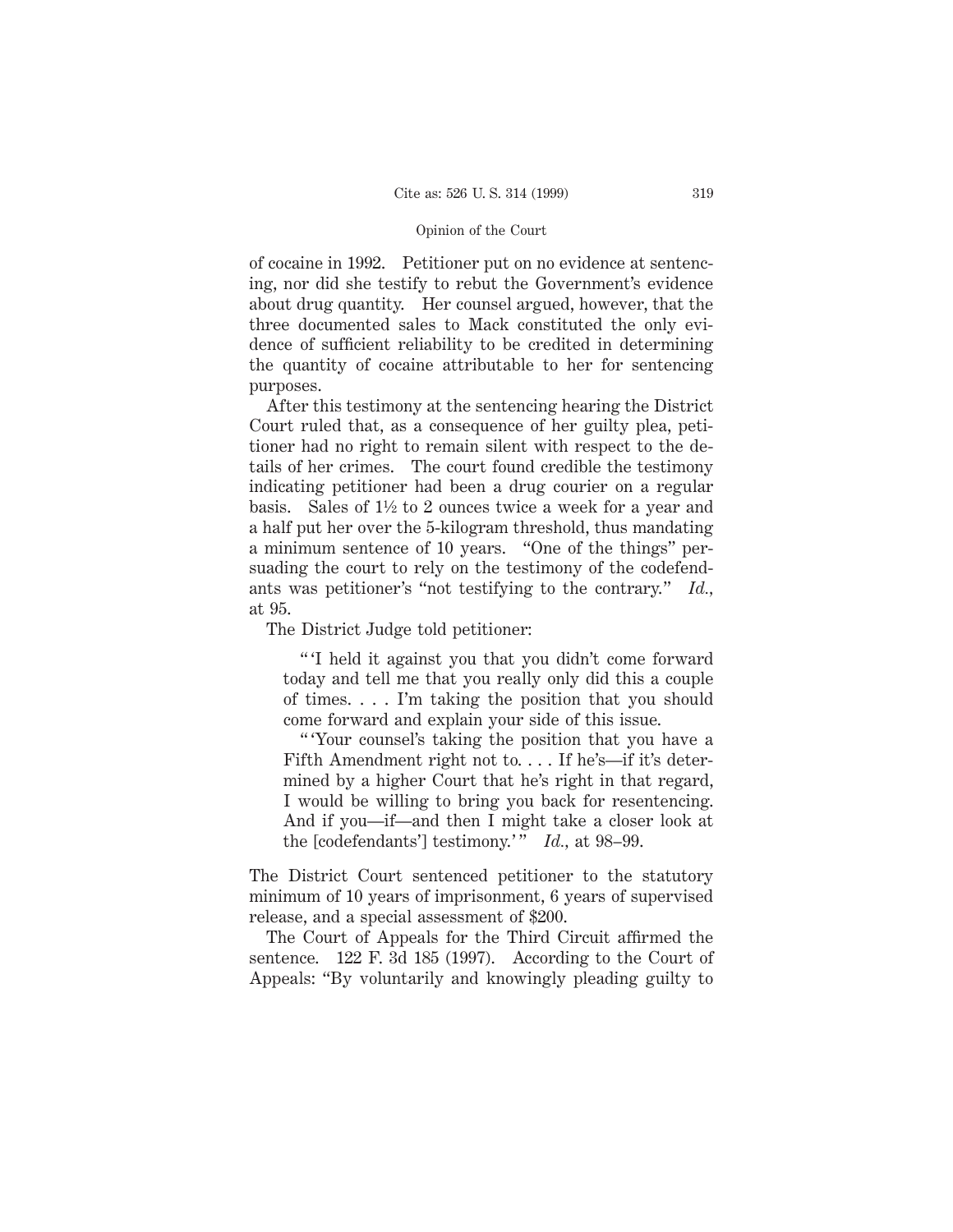of cocaine in 1992. Petitioner put on no evidence at sentencing, nor did she testify to rebut the Government's evidence about drug quantity. Her counsel argued, however, that the three documented sales to Mack constituted the only evidence of sufficient reliability to be credited in determining the quantity of cocaine attributable to her for sentencing purposes.

After this testimony at the sentencing hearing the District Court ruled that, as a consequence of her guilty plea, petitioner had no right to remain silent with respect to the details of her crimes. The court found credible the testimony indicating petitioner had been a drug courier on a regular basis. Sales of 1½ to 2 ounces twice a week for a year and a half put her over the 5-kilogram threshold, thus mandating a minimum sentence of 10 years. "One of the things" persuading the court to rely on the testimony of the codefendants was petitioner's "not testifying to the contrary." *Id.*, at 95.

The District Judge told petitioner:

> " 'I held it against you that you didn't come forward today and tell me that you really only did this a couple of times. . . . I'm taking the position that you should come forward and explain your side of this issue.
>
> " 'Your counsel's taking the position that you have a Fifth Amendment right not to. . . . If he's—if it's determined by a higher Court that he's right in that regard, I would be willing to bring you back for resentencing. And if you—if—and then I might take a closer look at the [codefendants'] testimony.' " *Id.*, at 98–99.

The District Court sentenced petitioner to the statutory minimum of 10 years of imprisonment, 6 years of supervised release, and a special assessment of $200.

The Court of Appeals for the Third Circuit affirmed the sentence. 122 F. 3d 185 (1997). According to the Court of Appeals: "By voluntarily and knowingly pleading guilty to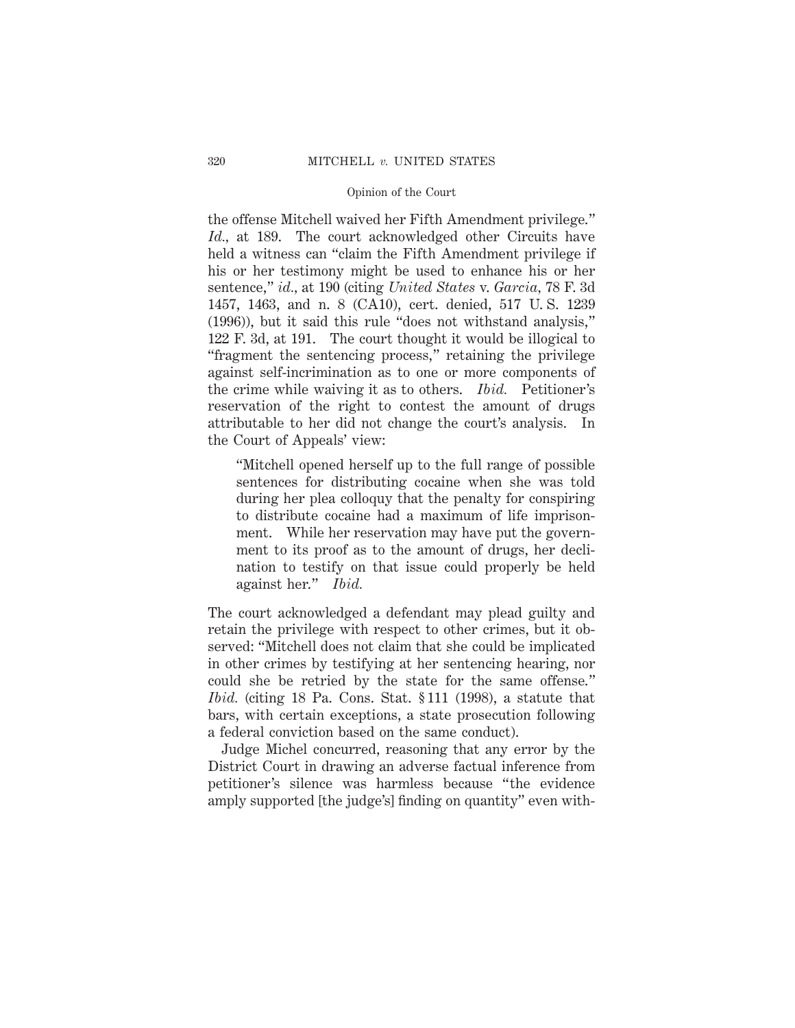the offense Mitchell waived her Fifth Amendment privilege." *Id.*, at 189. The court acknowledged other Circuits have held a witness can "claim the Fifth Amendment privilege if his or her testimony might be used to enhance his or her sentence," *id.*, at 190 (citing *United States* v. *Garcia*, 78 F. 3d 1457, 1463, and n. 8 (CA10), cert. denied, 517 U. S. 1239 (1996)), but it said this rule "does not withstand analysis," 122 F. 3d, at 191. The court thought it would be illogical to "fragment the sentencing process," retaining the privilege against self-incrimination as to one or more components of the crime while waiving it as to others. *Ibid.* Petitioner's reservation of the right to contest the amount of drugs attributable to her did not change the court's analysis. In the Court of Appeals' view:

> "Mitchell opened herself up to the full range of possible sentences for distributing cocaine when she was told during her plea colloquy that the penalty for conspiring to distribute cocaine had a maximum of life imprisonment. While her reservation may have put the government to its proof as to the amount of drugs, her declination to testify on that issue could properly be held against her." *Ibid.*

The court acknowledged a defendant may plead guilty and retain the privilege with respect to other crimes, but it observed: "Mitchell does not claim that she could be implicated in other crimes by testifying at her sentencing hearing, nor could she be retried by the state for the same offense." *Ibid.* (citing 18 Pa. Cons. Stat. § 111 (1998), a statute that bars, with certain exceptions, a state prosecution following a federal conviction based on the same conduct).

Judge Michel concurred, reasoning that any error by the District Court in drawing an adverse factual inference from petitioner's silence was harmless because "the evidence amply supported [the judge's] finding on quantity" even with-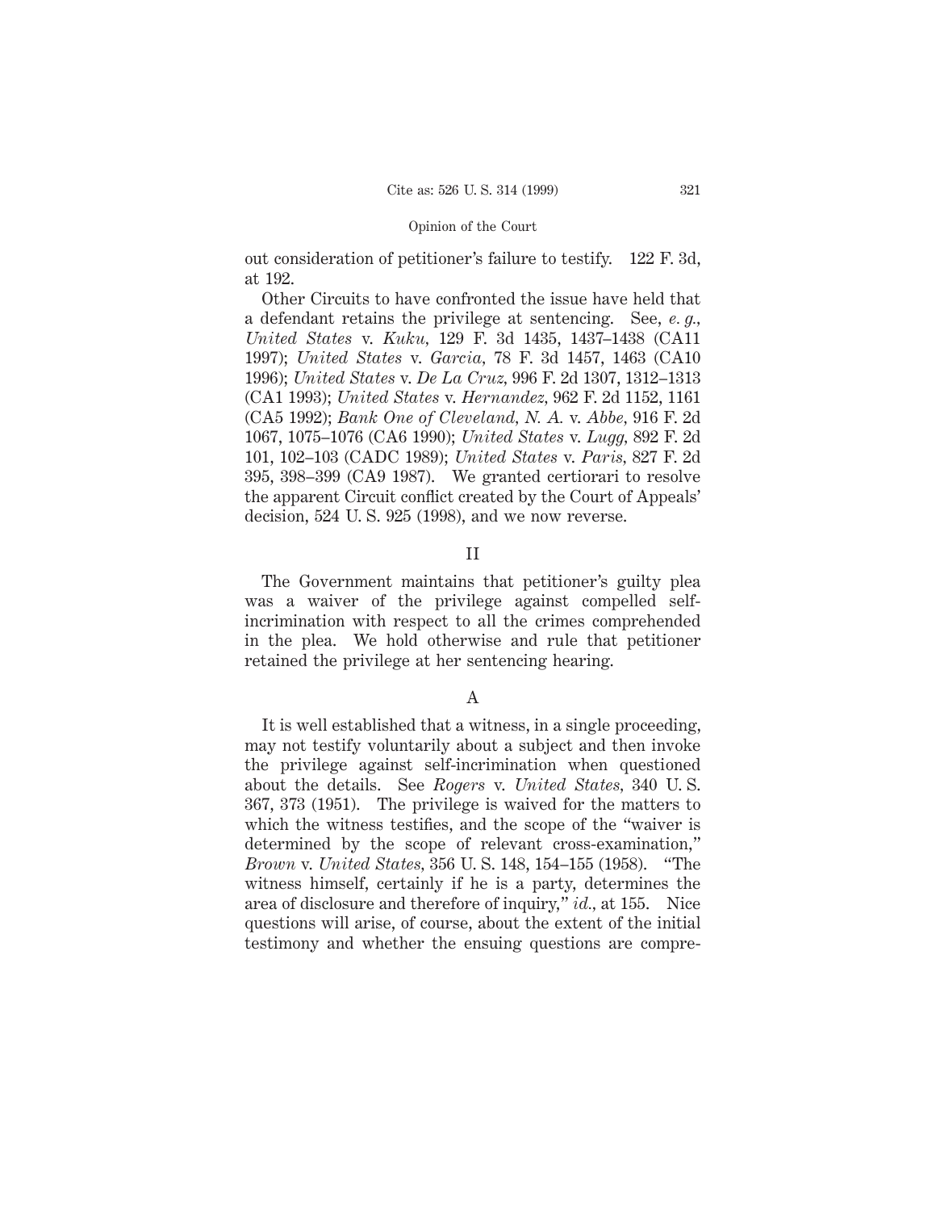out consideration of petitioner's failure to testify. 122 F. 3d, at 192.

Other Circuits to have confronted the issue have held that a defendant retains the privilege at sentencing. See, *e. g., United States* v. *Kuku,* 129 F. 3d 1435, 1437–1438 (CA11 1997); *United States* v. *Garcia,* 78 F. 3d 1457, 1463 (CA10 1996); *United States* v. *De La Cruz,* 996 F. 2d 1307, 1312–1313 (CA1 1993); *United States* v. *Hernandez,* 962 F. 2d 1152, 1161 (CA5 1992); *Bank One of Cleveland, N. A.* v. *Abbe,* 916 F. 2d 1067, 1075–1076 (CA6 1990); *United States* v. *Lugg,* 892 F. 2d 101, 102–103 (CADC 1989); *United States* v. *Paris,* 827 F. 2d 395, 398–399 (CA9 1987). We granted certiorari to resolve the apparent Circuit conflict created by the Court of Appeals' decision, 524 U. S. 925 (1998), and we now reverse.

## II

The Government maintains that petitioner's guilty plea was a waiver of the privilege against compelled self-incrimination with respect to all the crimes comprehended in the plea. We hold otherwise and rule that petitioner retained the privilege at her sentencing hearing.

### A

It is well established that a witness, in a single proceeding, may not testify voluntarily about a subject and then invoke the privilege against self-incrimination when questioned about the details. See *Rogers* v. *United States,* 340 U. S. 367, 373 (1951). The privilege is waived for the matters to which the witness testifies, and the scope of the "waiver is determined by the scope of relevant cross-examination," *Brown* v. *United States,* 356 U. S. 148, 154–155 (1958). "The witness himself, certainly if he is a party, determines the area of disclosure and therefore of inquiry," *id.,* at 155. Nice questions will arise, of course, about the extent of the initial testimony and whether the ensuing questions are compre-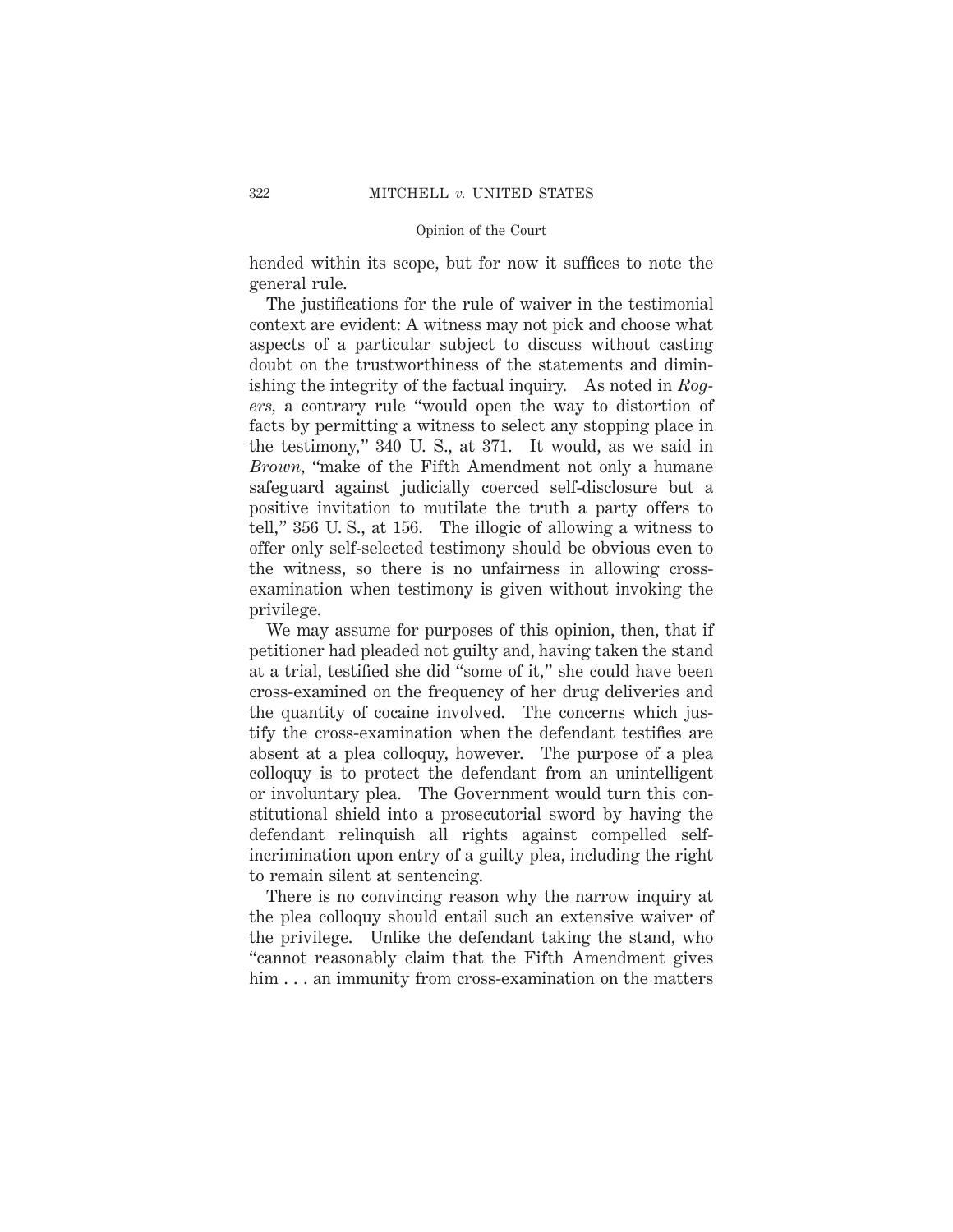hended within its scope, but for now it suffices to note the general rule.

The justifications for the rule of waiver in the testimonial context are evident: A witness may not pick and choose what aspects of a particular subject to discuss without casting doubt on the trustworthiness of the statements and diminishing the integrity of the factual inquiry. As noted in *Rogers,* a contrary rule "would open the way to distortion of facts by permitting a witness to select any stopping place in the testimony," 340 U. S., at 371. It would, as we said in *Brown,* "make of the Fifth Amendment not only a humane safeguard against judicially coerced self-disclosure but a positive invitation to mutilate the truth a party offers to tell," 356 U. S., at 156. The illogic of allowing a witness to offer only self-selected testimony should be obvious even to the witness, so there is no unfairness in allowing cross-examination when testimony is given without invoking the privilege.

We may assume for purposes of this opinion, then, that if petitioner had pleaded not guilty and, having taken the stand at a trial, testified she did "some of it," she could have been cross-examined on the frequency of her drug deliveries and the quantity of cocaine involved. The concerns which justify the cross-examination when the defendant testifies are absent at a plea colloquy, however. The purpose of a plea colloquy is to protect the defendant from an unintelligent or involuntary plea. The Government would turn this constitutional shield into a prosecutorial sword by having the defendant relinquish all rights against compelled self-incrimination upon entry of a guilty plea, including the right to remain silent at sentencing.

There is no convincing reason why the narrow inquiry at the plea colloquy should entail such an extensive waiver of the privilege. Unlike the defendant taking the stand, who "cannot reasonably claim that the Fifth Amendment gives him . . . an immunity from cross-examination on the matters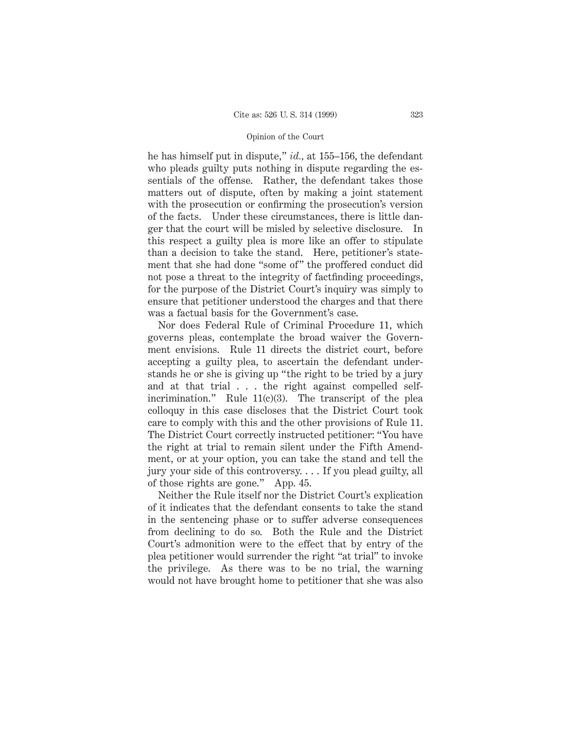he has himself put in dispute," *id.*, at 155–156, the defendant who pleads guilty puts nothing in dispute regarding the essentials of the offense. Rather, the defendant takes those matters out of dispute, often by making a joint statement with the prosecution or confirming the prosecution's version of the facts. Under these circumstances, there is little danger that the court will be misled by selective disclosure. In this respect a guilty plea is more like an offer to stipulate than a decision to take the stand. Here, petitioner's statement that she had done "some of" the proffered conduct did not pose a threat to the integrity of factfinding proceedings, for the purpose of the District Court's inquiry was simply to ensure that petitioner understood the charges and that there was a factual basis for the Government's case.

Nor does Federal Rule of Criminal Procedure 11, which governs pleas, contemplate the broad waiver the Government envisions. Rule 11 directs the district court, before accepting a guilty plea, to ascertain the defendant understands he or she is giving up "the right to be tried by a jury and at that trial . . . the right against compelled self-incrimination." Rule 11(c)(3). The transcript of the plea colloquy in this case discloses that the District Court took care to comply with this and the other provisions of Rule 11. The District Court correctly instructed petitioner: "You have the right at trial to remain silent under the Fifth Amendment, or at your option, you can take the stand and tell the jury your side of this controversy. . . . If you plead guilty, all of those rights are gone." App. 45.

Neither the Rule itself nor the District Court's explication of it indicates that the defendant consents to take the stand in the sentencing phase or to suffer adverse consequences from declining to do so. Both the Rule and the District Court's admonition were to the effect that by entry of the plea petitioner would surrender the right "at trial" to invoke the privilege. As there was to be no trial, the warning would not have brought home to petitioner that she was also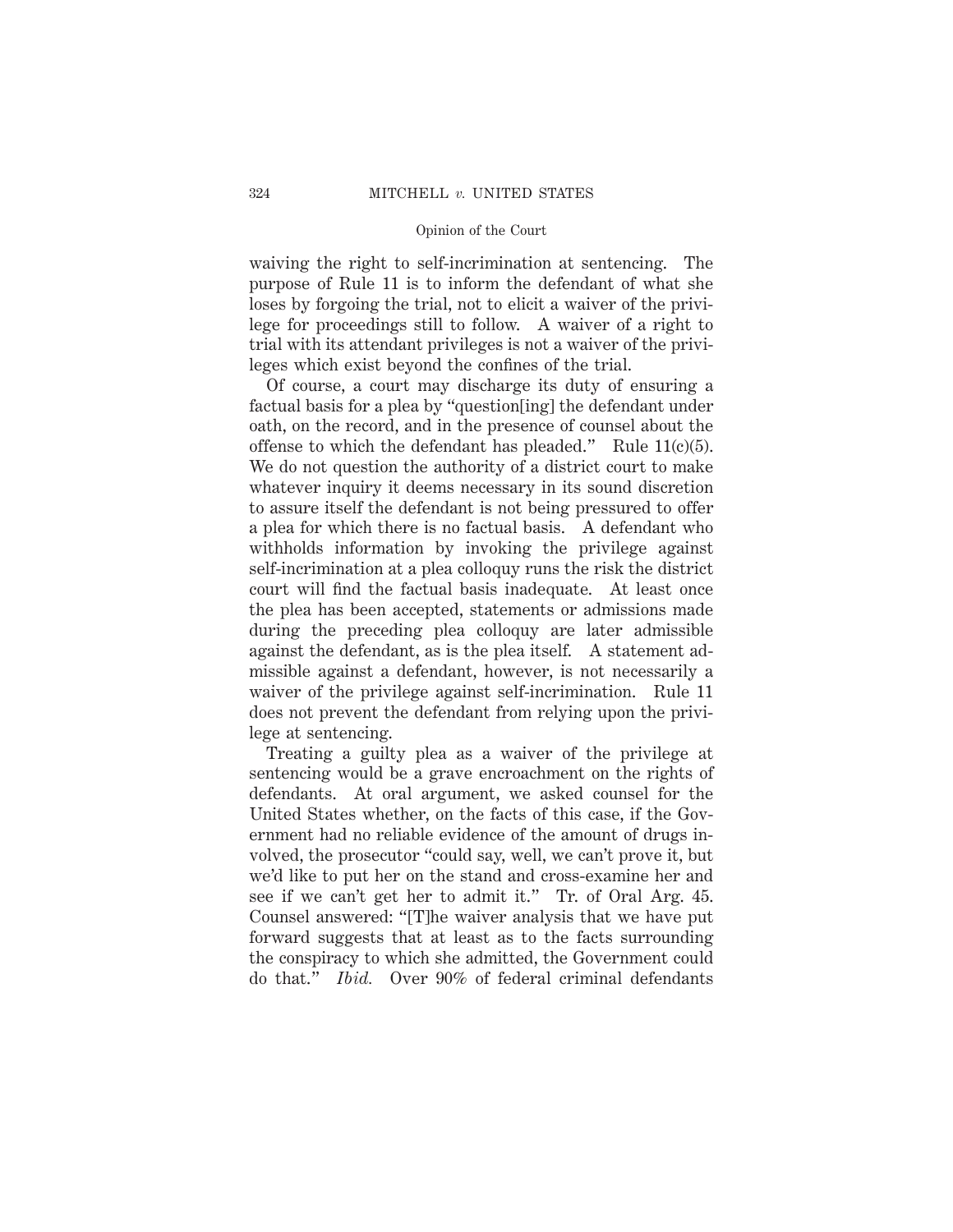waiving the right to self-incrimination at sentencing. The purpose of Rule 11 is to inform the defendant of what she loses by forgoing the trial, not to elicit a waiver of the privilege for proceedings still to follow. A waiver of a right to trial with its attendant privileges is not a waiver of the privileges which exist beyond the confines of the trial.

Of course, a court may discharge its duty of ensuring a factual basis for a plea by "question[ing] the defendant under oath, on the record, and in the presence of counsel about the offense to which the defendant has pleaded." Rule 11(c)(5). We do not question the authority of a district court to make whatever inquiry it deems necessary in its sound discretion to assure itself the defendant is not being pressured to offer a plea for which there is no factual basis. A defendant who withholds information by invoking the privilege against self-incrimination at a plea colloquy runs the risk the district court will find the factual basis inadequate. At least once the plea has been accepted, statements or admissions made during the preceding plea colloquy are later admissible against the defendant, as is the plea itself. A statement admissible against a defendant, however, is not necessarily a waiver of the privilege against self-incrimination. Rule 11 does not prevent the defendant from relying upon the privilege at sentencing.

Treating a guilty plea as a waiver of the privilege at sentencing would be a grave encroachment on the rights of defendants. At oral argument, we asked counsel for the United States whether, on the facts of this case, if the Government had no reliable evidence of the amount of drugs involved, the prosecutor "could say, well, we can't prove it, but we'd like to put her on the stand and cross-examine her and see if we can't get her to admit it." Tr. of Oral Arg. 45. Counsel answered: "[T]he waiver analysis that we have put forward suggests that at least as to the facts surrounding the conspiracy to which she admitted, the Government could do that." *Ibid.* Over 90% of federal criminal defendants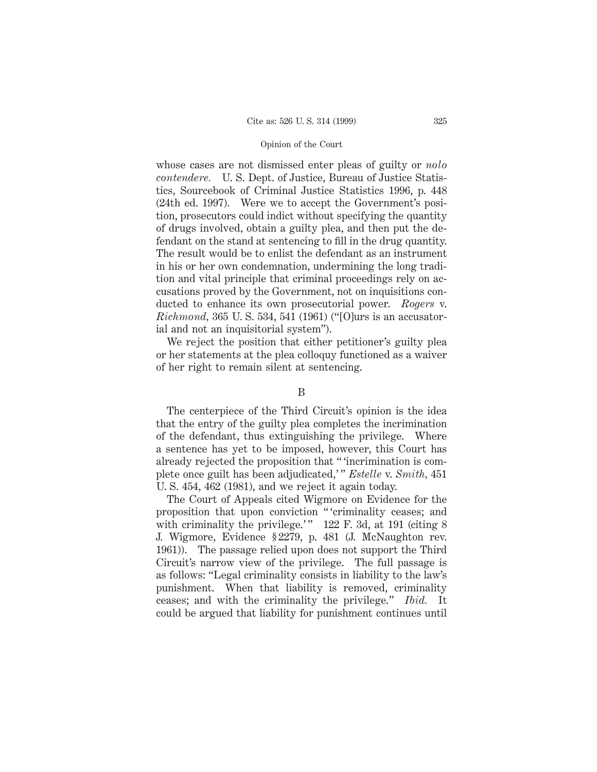whose cases are not dismissed enter pleas of guilty or *nolo contendere.* U. S. Dept. of Justice, Bureau of Justice Statistics, Sourcebook of Criminal Justice Statistics 1996, p. 448 (24th ed. 1997). Were we to accept the Government's position, prosecutors could indict without specifying the quantity of drugs involved, obtain a guilty plea, and then put the defendant on the stand at sentencing to fill in the drug quantity. The result would be to enlist the defendant as an instrument in his or her own condemnation, undermining the long tradition and vital principle that criminal proceedings rely on accusations proved by the Government, not on inquisitions conducted to enhance its own prosecutorial power. *Rogers* v. *Richmond*, 365 U. S. 534, 541 (1961) ("[O]urs is an accusatorial and not an inquisitorial system").

We reject the position that either petitioner's guilty plea or her statements at the plea colloquy functioned as a waiver of her right to remain silent at sentencing.

B

The centerpiece of the Third Circuit's opinion is the idea that the entry of the guilty plea completes the incrimination of the defendant, thus extinguishing the privilege. Where a sentence has yet to be imposed, however, this Court has already rejected the proposition that " 'incrimination is complete once guilt has been adjudicated,' " *Estelle* v. *Smith*, 451 U. S. 454, 462 (1981), and we reject it again today.

The Court of Appeals cited Wigmore on Evidence for the proposition that upon conviction " 'criminality ceases; and with criminality the privilege.' " 122 F. 3d, at 191 (citing 8 J. Wigmore, Evidence § 2279, p. 481 (J. McNaughton rev. 1961)). The passage relied upon does not support the Third Circuit's narrow view of the privilege. The full passage is as follows: "Legal criminality consists in liability to the law's punishment. When that liability is removed, criminality ceases; and with the criminality the privilege." *Ibid.* It could be argued that liability for punishment continues until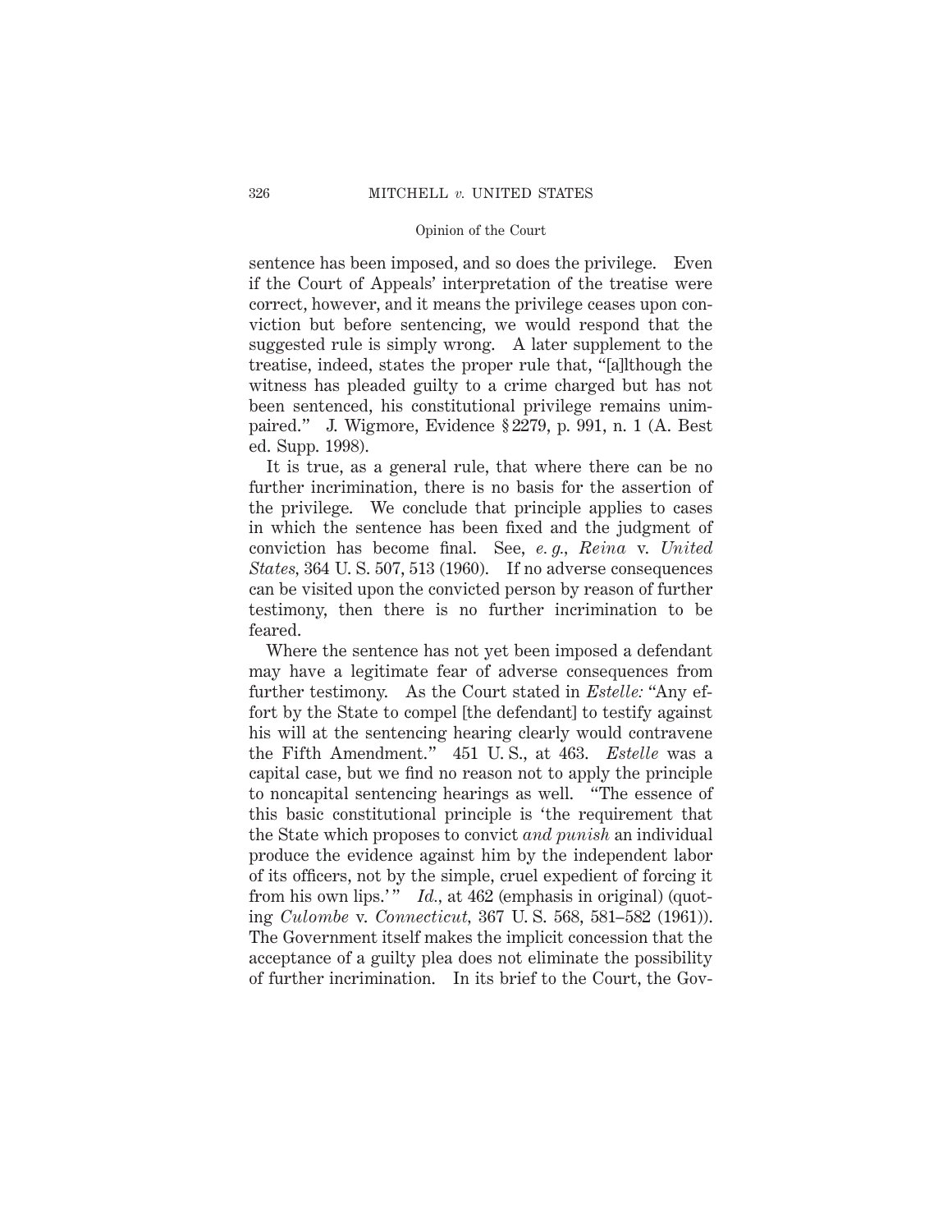sentence has been imposed, and so does the privilege. Even if the Court of Appeals' interpretation of the treatise were correct, however, and it means the privilege ceases upon conviction but before sentencing, we would respond that the suggested rule is simply wrong. A later supplement to the treatise, indeed, states the proper rule that, "[a]lthough the witness has pleaded guilty to a crime charged but has not been sentenced, his constitutional privilege remains unimpaired." J. Wigmore, Evidence § 2279, p. 991, n. 1 (A. Best ed. Supp. 1998).

It is true, as a general rule, that where there can be no further incrimination, there is no basis for the assertion of the privilege. We conclude that principle applies to cases in which the sentence has been fixed and the judgment of conviction has become final. See, *e. g., Reina* v. *United States*, 364 U. S. 507, 513 (1960). If no adverse consequences can be visited upon the convicted person by reason of further testimony, then there is no further incrimination to be feared.

Where the sentence has not yet been imposed a defendant may have a legitimate fear of adverse consequences from further testimony. As the Court stated in *Estelle:* "Any effort by the State to compel [the defendant] to testify against his will at the sentencing hearing clearly would contravene the Fifth Amendment." 451 U. S., at 463. *Estelle* was a capital case, but we find no reason not to apply the principle to noncapital sentencing hearings as well. "The essence of this basic constitutional principle is 'the requirement that the State which proposes to convict *and punish* an individual produce the evidence against him by the independent labor of its officers, not by the simple, cruel expedient of forcing it from his own lips.'" *Id.*, at 462 (emphasis in original) (quoting *Culombe* v. *Connecticut*, 367 U. S. 568, 581–582 (1961)). The Government itself makes the implicit concession that the acceptance of a guilty plea does not eliminate the possibility of further incrimination. In its brief to the Court, the Gov-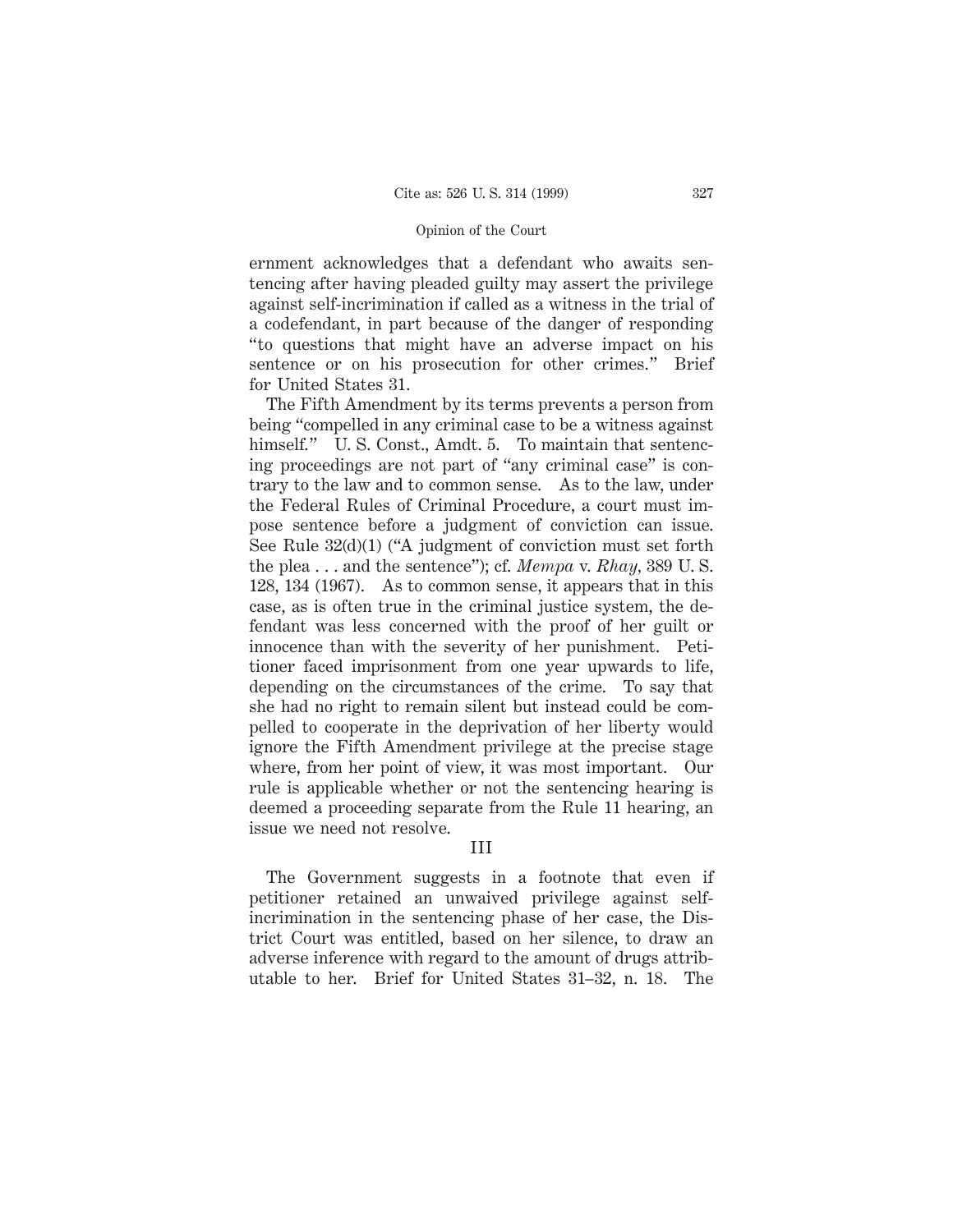ernment acknowledges that a defendant who awaits sentencing after having pleaded guilty may assert the privilege against self-incrimination if called as a witness in the trial of a codefendant, in part because of the danger of responding "to questions that might have an adverse impact on his sentence or on his prosecution for other crimes." Brief for United States 31.

The Fifth Amendment by its terms prevents a person from being "compelled in any criminal case to be a witness against himself." U. S. Const., Amdt. 5. To maintain that sentencing proceedings are not part of "any criminal case" is contrary to the law and to common sense. As to the law, under the Federal Rules of Criminal Procedure, a court must impose sentence before a judgment of conviction can issue. See Rule 32(d)(1) ("A judgment of conviction must set forth the plea . . . and the sentence"); cf. *Mempa* v. *Rhay*, 389 U. S. 128, 134 (1967). As to common sense, it appears that in this case, as is often true in the criminal justice system, the defendant was less concerned with the proof of her guilt or innocence than with the severity of her punishment. Petitioner faced imprisonment from one year upwards to life, depending on the circumstances of the crime. To say that she had no right to remain silent but instead could be compelled to cooperate in the deprivation of her liberty would ignore the Fifth Amendment privilege at the precise stage where, from her point of view, it was most important. Our rule is applicable whether or not the sentencing hearing is deemed a proceeding separate from the Rule 11 hearing, an issue we need not resolve.

## III

The Government suggests in a footnote that even if petitioner retained an unwaived privilege against self-incrimination in the sentencing phase of her case, the District Court was entitled, based on her silence, to draw an adverse inference with regard to the amount of drugs attributable to her. Brief for United States 31–32, n. 18. The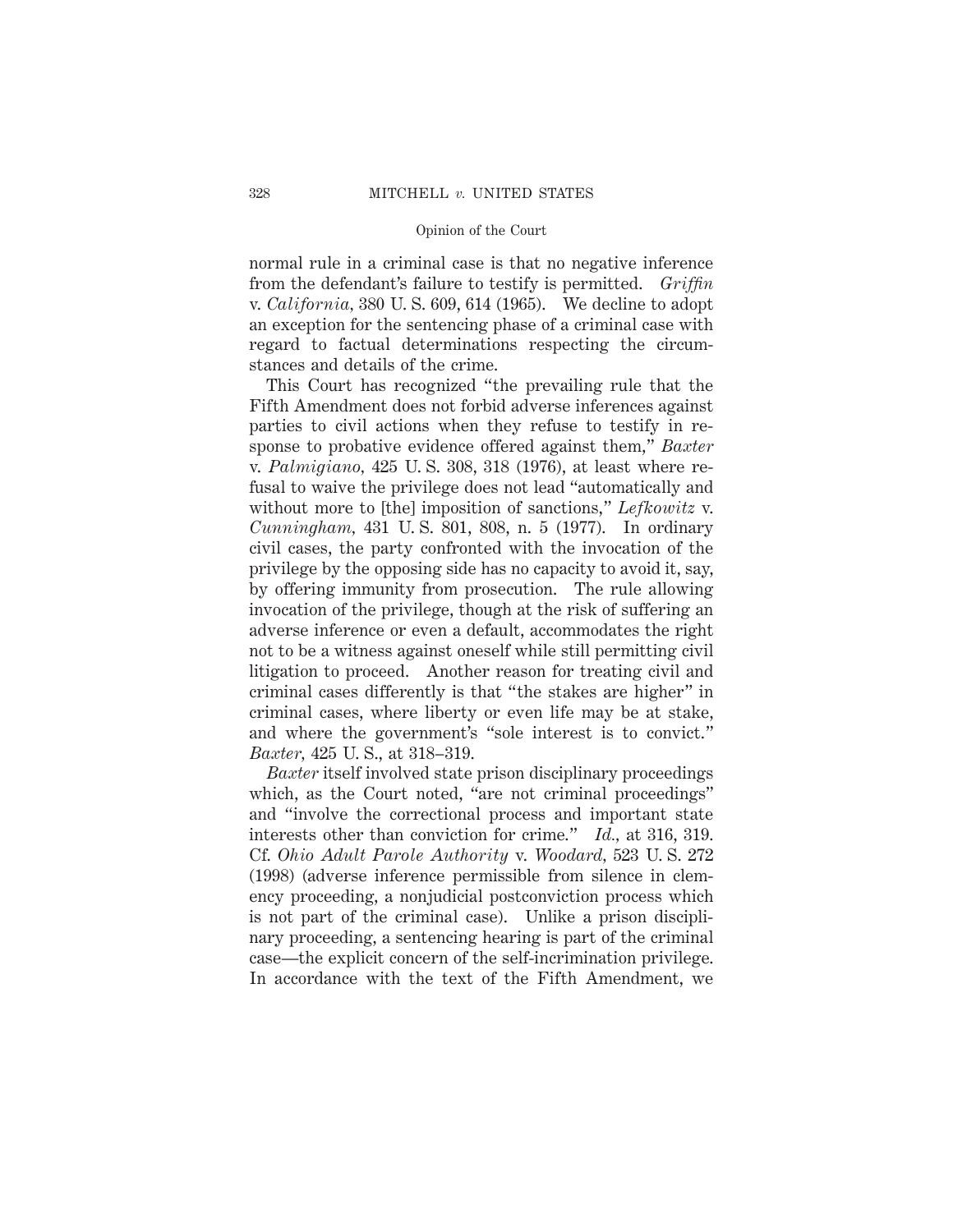normal rule in a criminal case is that no negative inference from the defendant's failure to testify is permitted. *Griffin* v. *California,* 380 U. S. 609, 614 (1965). We decline to adopt an exception for the sentencing phase of a criminal case with regard to factual determinations respecting the circumstances and details of the crime.

This Court has recognized "the prevailing rule that the Fifth Amendment does not forbid adverse inferences against parties to civil actions when they refuse to testify in response to probative evidence offered against them," *Baxter* v. *Palmigiano,* 425 U. S. 308, 318 (1976), at least where refusal to waive the privilege does not lead "automatically and without more to [the] imposition of sanctions," *Lefkowitz* v. *Cunningham,* 431 U. S. 801, 808, n. 5 (1977). In ordinary civil cases, the party confronted with the invocation of the privilege by the opposing side has no capacity to avoid it, say, by offering immunity from prosecution. The rule allowing invocation of the privilege, though at the risk of suffering an adverse inference or even a default, accommodates the right not to be a witness against oneself while still permitting civil litigation to proceed. Another reason for treating civil and criminal cases differently is that "the stakes are higher" in criminal cases, where liberty or even life may be at stake, and where the government's "sole interest is to convict." *Baxter,* 425 U. S., at 318–319.

*Baxter* itself involved state prison disciplinary proceedings which, as the Court noted, "are not criminal proceedings" and "involve the correctional process and important state interests other than conviction for crime." *Id.,* at 316, 319. Cf. *Ohio Adult Parole Authority* v. *Woodard,* 523 U. S. 272 (1998) (adverse inference permissible from silence in clemency proceeding, a nonjudicial postconviction process which is not part of the criminal case). Unlike a prison disciplinary proceeding, a sentencing hearing is part of the criminal case—the explicit concern of the self-incrimination privilege. In accordance with the text of the Fifth Amendment, we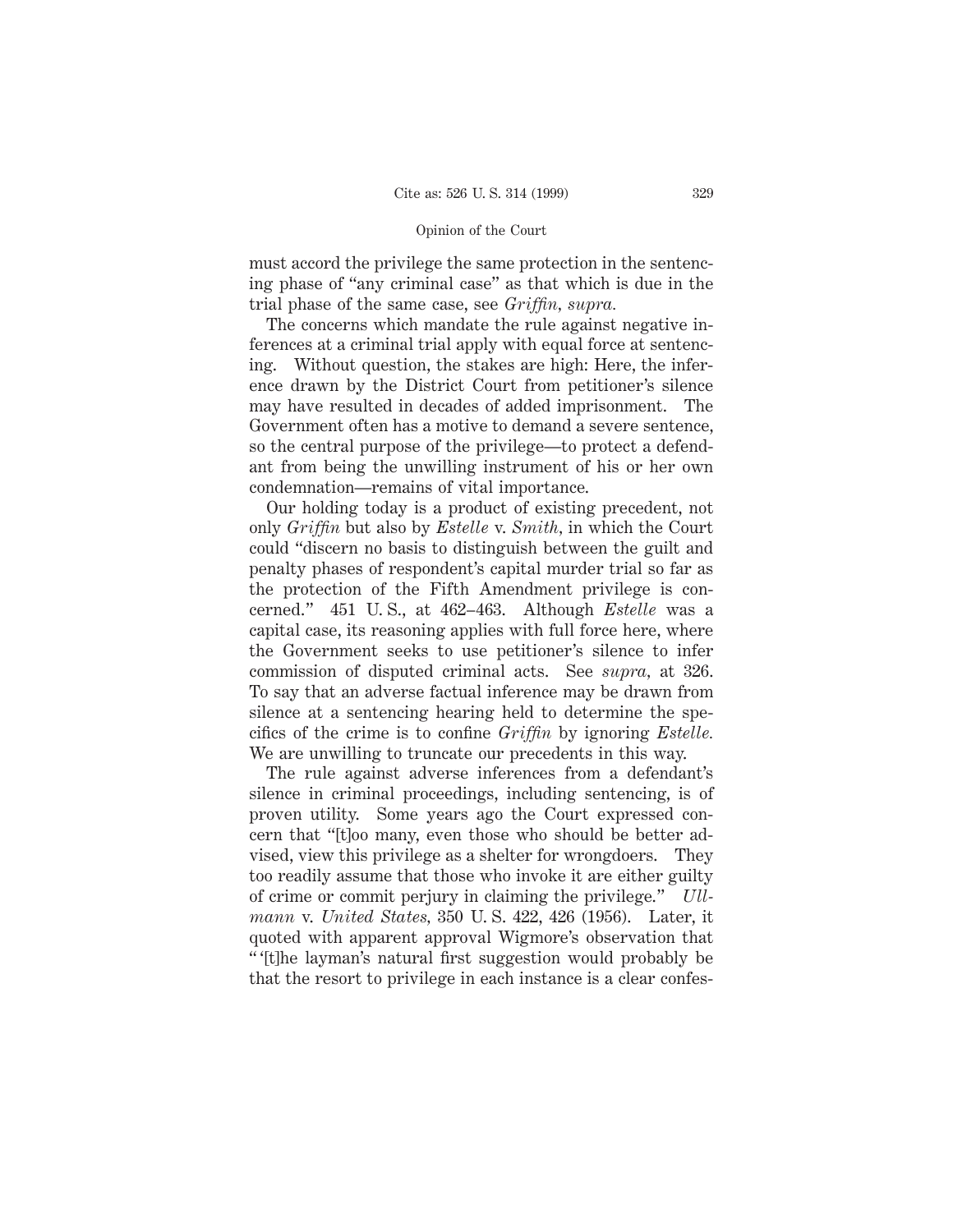must accord the privilege the same protection in the sentencing phase of "any criminal case" as that which is due in the trial phase of the same case, see *Griffin, supra.*

The concerns which mandate the rule against negative inferences at a criminal trial apply with equal force at sentencing. Without question, the stakes are high: Here, the inference drawn by the District Court from petitioner's silence may have resulted in decades of added imprisonment. The Government often has a motive to demand a severe sentence, so the central purpose of the privilege—to protect a defendant from being the unwilling instrument of his or her own condemnation—remains of vital importance.

Our holding today is a product of existing precedent, not only *Griffin* but also by *Estelle* v. *Smith*, in which the Court could "discern no basis to distinguish between the guilt and penalty phases of respondent's capital murder trial so far as the protection of the Fifth Amendment privilege is concerned." 451 U. S., at 462–463. Although *Estelle* was a capital case, its reasoning applies with full force here, where the Government seeks to use petitioner's silence to infer commission of disputed criminal acts. See *supra,* at 326. To say that an adverse factual inference may be drawn from silence at a sentencing hearing held to determine the specifics of the crime is to confine *Griffin* by ignoring *Estelle.* We are unwilling to truncate our precedents in this way.

The rule against adverse inferences from a defendant's silence in criminal proceedings, including sentencing, is of proven utility. Some years ago the Court expressed concern that "[t]oo many, even those who should be better advised, view this privilege as a shelter for wrongdoers. They too readily assume that those who invoke it are either guilty of crime or commit perjury in claiming the privilege." *Ullmann* v. *United States,* 350 U. S. 422, 426 (1956). Later, it quoted with apparent approval Wigmore's observation that "'[t]he layman's natural first suggestion would probably be that the resort to privilege in each instance is a clear confes-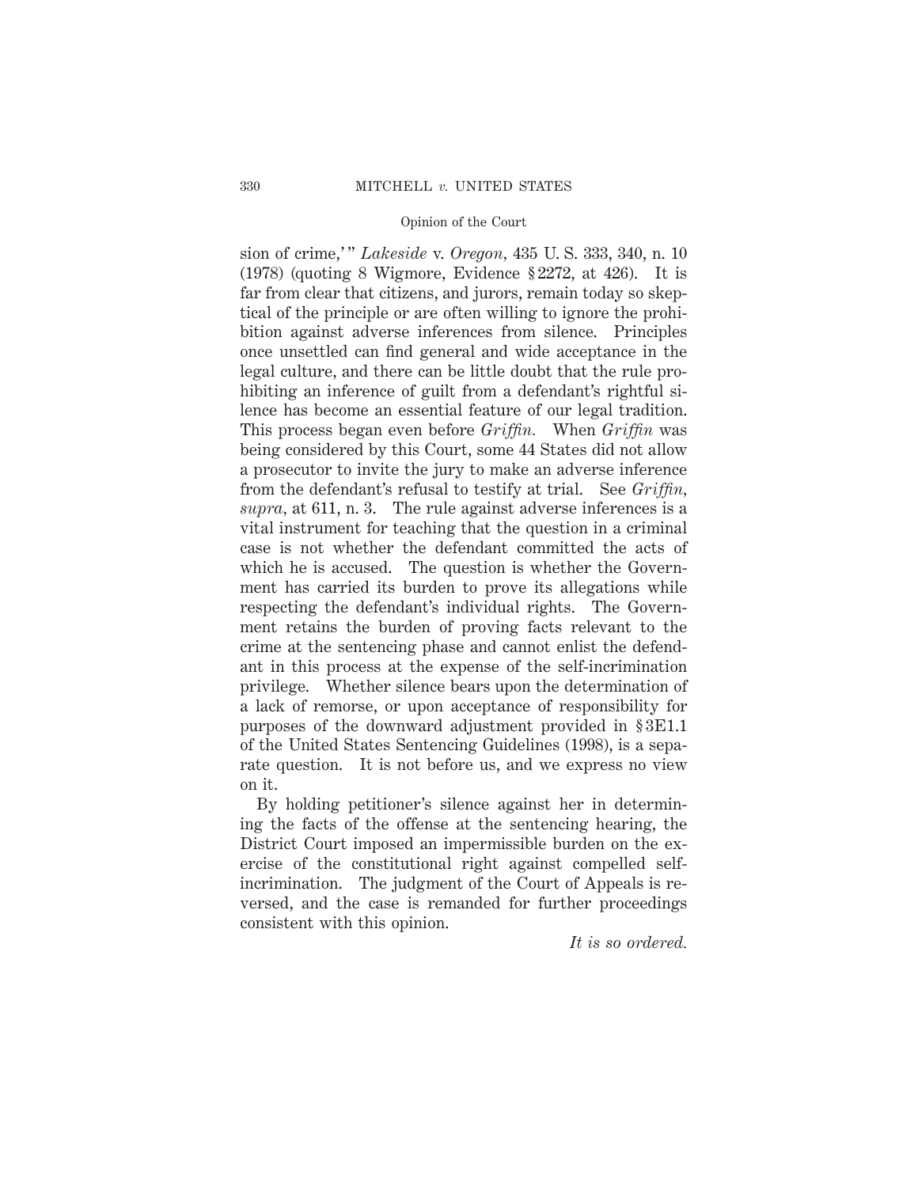sion of crime,' " *Lakeside* v. *Oregon*, 435 U. S. 333, 340, n. 10 (1978) (quoting 8 Wigmore, Evidence § 2272, at 426). It is far from clear that citizens, and jurors, remain today so skeptical of the principle or are often willing to ignore the prohibition against adverse inferences from silence. Principles once unsettled can find general and wide acceptance in the legal culture, and there can be little doubt that the rule prohibiting an inference of guilt from a defendant's rightful silence has become an essential feature of our legal tradition. This process began even before *Griffin*. When *Griffin* was being considered by this Court, some 44 States did not allow a prosecutor to invite the jury to make an adverse inference from the defendant's refusal to testify at trial. See *Griffin*, *supra*, at 611, n. 3. The rule against adverse inferences is a vital instrument for teaching that the question in a criminal case is not whether the defendant committed the acts of which he is accused. The question is whether the Government has carried its burden to prove its allegations while respecting the defendant's individual rights. The Government retains the burden of proving facts relevant to the crime at the sentencing phase and cannot enlist the defendant in this process at the expense of the self-incrimination privilege. Whether silence bears upon the determination of a lack of remorse, or upon acceptance of responsibility for purposes of the downward adjustment provided in § 3E1.1 of the United States Sentencing Guidelines (1998), is a separate question. It is not before us, and we express no view on it.

By holding petitioner's silence against her in determining the facts of the offense at the sentencing hearing, the District Court imposed an impermissible burden on the exercise of the constitutional right against compelled self-incrimination. The judgment of the Court of Appeals is reversed, and the case is remanded for further proceedings consistent with this opinion.

*It is so ordered.*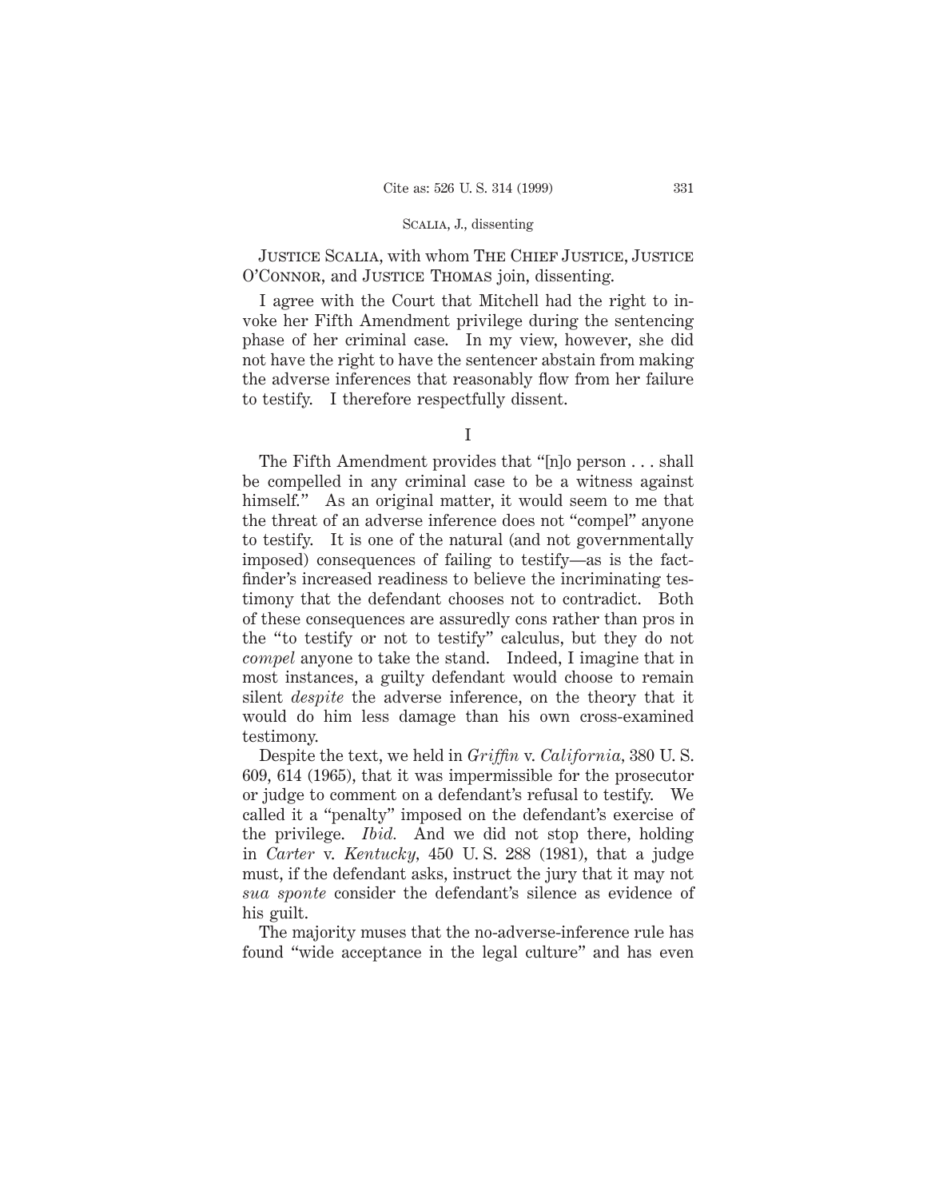JUSTICE SCALIA, with whom THE CHIEF JUSTICE, JUSTICE O'CONNOR, and JUSTICE THOMAS join, dissenting.

I agree with the Court that Mitchell had the right to invoke her Fifth Amendment privilege during the sentencing phase of her criminal case. In my view, however, she did not have the right to have the sentencer abstain from making the adverse inferences that reasonably flow from her failure to testify. I therefore respectfully dissent.

I

The Fifth Amendment provides that "[n]o person . . . shall be compelled in any criminal case to be a witness against himself." As an original matter, it would seem to me that the threat of an adverse inference does not "compel" anyone to testify. It is one of the natural (and not governmentally imposed) consequences of failing to testify—as is the factfinder's increased readiness to believe the incriminating testimony that the defendant chooses not to contradict. Both of these consequences are assuredly cons rather than pros in the "to testify or not to testify" calculus, but they do not *compel* anyone to take the stand. Indeed, I imagine that in most instances, a guilty defendant would choose to remain silent *despite* the adverse inference, on the theory that it would do him less damage than his own cross-examined testimony.

Despite the text, we held in *Griffin* v. *California*, 380 U. S. 609, 614 (1965), that it was impermissible for the prosecutor or judge to comment on a defendant's refusal to testify. We called it a "penalty" imposed on the defendant's exercise of the privilege. *Ibid.* And we did not stop there, holding in *Carter* v. *Kentucky*, 450 U. S. 288 (1981), that a judge must, if the defendant asks, instruct the jury that it may not *sua sponte* consider the defendant's silence as evidence of his guilt.

The majority muses that the no-adverse-inference rule has found "wide acceptance in the legal culture" and has even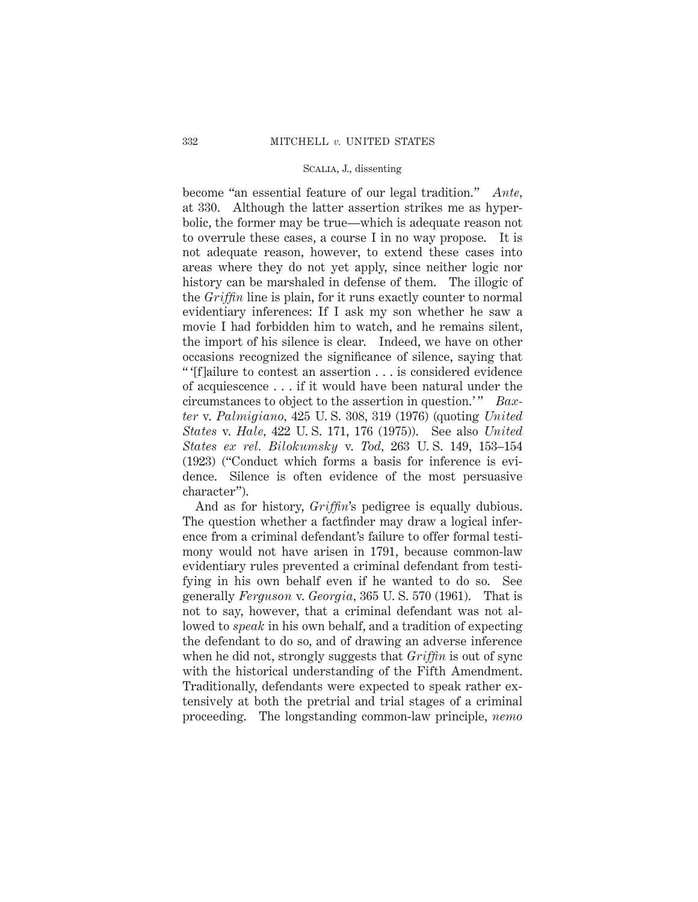become "an essential feature of our legal tradition." *Ante,* at 330. Although the latter assertion strikes me as hyperbolic, the former may be true—which is adequate reason not to overrule these cases, a course I in no way propose. It is not adequate reason, however, to extend these cases into areas where they do not yet apply, since neither logic nor history can be marshaled in defense of them. The illogic of the *Griffin* line is plain, for it runs exactly counter to normal evidentiary inferences: If I ask my son whether he saw a movie I had forbidden him to watch, and he remains silent, the import of his silence is clear. Indeed, we have on other occasions recognized the significance of silence, saying that " '[f]ailure to contest an assertion . . . is considered evidence of acquiescence . . . if it would have been natural under the circumstances to object to the assertion in question.' " *Baxter* v. *Palmigiano,* 425 U. S. 308, 319 (1976) (quoting *United States* v. *Hale,* 422 U. S. 171, 176 (1975)). See also *United States ex rel. Bilokumsky* v. *Tod,* 263 U. S. 149, 153–154 (1923) ("Conduct which forms a basis for inference is evidence. Silence is often evidence of the most persuasive character").

And as for history, *Griffin*'s pedigree is equally dubious. The question whether a factfinder may draw a logical inference from a criminal defendant's failure to offer formal testimony would not have arisen in 1791, because common-law evidentiary rules prevented a criminal defendant from testifying in his own behalf even if he wanted to do so. See generally *Ferguson* v. *Georgia,* 365 U. S. 570 (1961). That is not to say, however, that a criminal defendant was not allowed to *speak* in his own behalf, and a tradition of expecting the defendant to do so, and of drawing an adverse inference when he did not, strongly suggests that *Griffin* is out of sync with the historical understanding of the Fifth Amendment. Traditionally, defendants were expected to speak rather extensively at both the pretrial and trial stages of a criminal proceeding. The longstanding common-law principle, *nemo*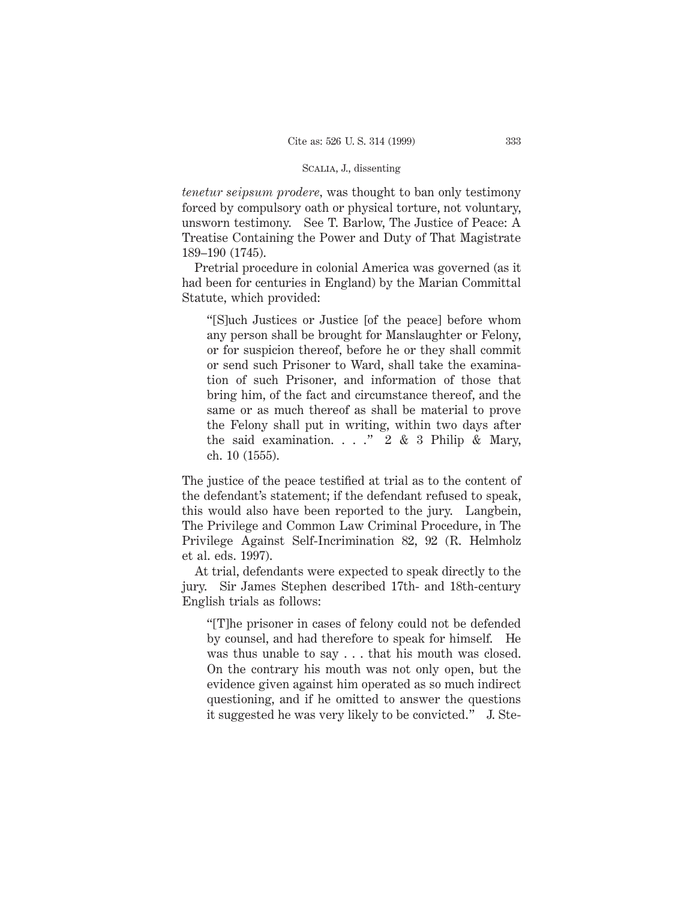*tenetur seipsum prodere*, was thought to ban only testimony forced by compulsory oath or physical torture, not voluntary, unsworn testimony. See T. Barlow, The Justice of Peace: A Treatise Containing the Power and Duty of That Magistrate 189–190 (1745).

Pretrial procedure in colonial America was governed (as it had been for centuries in England) by the Marian Committal Statute, which provided:

> "[S]uch Justices or Justice [of the peace] before whom any person shall be brought for Manslaughter or Felony, or for suspicion thereof, before he or they shall commit or send such Prisoner to Ward, shall take the examination of such Prisoner, and information of those that bring him, of the fact and circumstance thereof, and the same or as much thereof as shall be material to prove the Felony shall put in writing, within two days after the said examination. . . ." 2 & 3 Philip & Mary, ch. 10 (1555).

The justice of the peace testified at trial as to the content of the defendant's statement; if the defendant refused to speak, this would also have been reported to the jury. Langbein, The Privilege and Common Law Criminal Procedure, in The Privilege Against Self-Incrimination 82, 92 (R. Helmholz et al. eds. 1997).

At trial, defendants were expected to speak directly to the jury. Sir James Stephen described 17th- and 18th-century English trials as follows:

> "[T]he prisoner in cases of felony could not be defended by counsel, and had therefore to speak for himself. He was thus unable to say . . . that his mouth was closed. On the contrary his mouth was not only open, but the evidence given against him operated as so much indirect questioning, and if he omitted to answer the questions it suggested he was very likely to be convicted." J. Ste-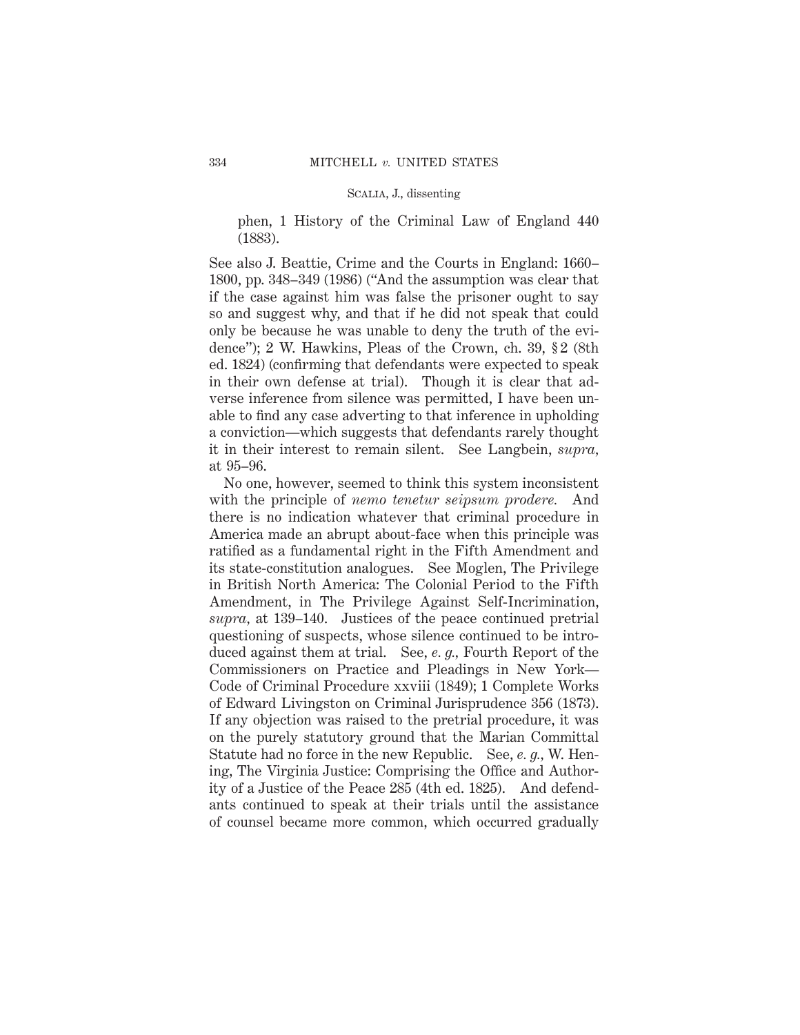phen, 1 History of the Criminal Law of England 440 (1883).

See also J. Beattie, Crime and the Courts in England: 1660–1800, pp. 348–349 (1986) ("And the assumption was clear that if the case against him was false the prisoner ought to say so and suggest why, and that if he did not speak that could only be because he was unable to deny the truth of the evidence"); 2 W. Hawkins, Pleas of the Crown, ch. 39, §2 (8th ed. 1824) (confirming that defendants were expected to speak in their own defense at trial). Though it is clear that adverse inference from silence was permitted, I have been unable to find any case adverting to that inference in upholding a conviction—which suggests that defendants rarely thought it in their interest to remain silent. See Langbein, *supra*, at 95–96.

No one, however, seemed to think this system inconsistent with the principle of *nemo tenetur seipsum prodere.* And there is no indication whatever that criminal procedure in America made an abrupt about-face when this principle was ratified as a fundamental right in the Fifth Amendment and its state-constitution analogues. See Moglen, The Privilege in British North America: The Colonial Period to the Fifth Amendment, in The Privilege Against Self-Incrimination, *supra*, at 139–140. Justices of the peace continued pretrial questioning of suspects, whose silence continued to be introduced against them at trial. See, *e. g.*, Fourth Report of the Commissioners on Practice and Pleadings in New York—Code of Criminal Procedure xxviii (1849); 1 Complete Works of Edward Livingston on Criminal Jurisprudence 356 (1873). If any objection was raised to the pretrial procedure, it was on the purely statutory ground that the Marian Committal Statute had no force in the new Republic. See, *e. g.*, W. Hening, The Virginia Justice: Comprising the Office and Authority of a Justice of the Peace 285 (4th ed. 1825). And defendants continued to speak at their trials until the assistance of counsel became more common, which occurred gradually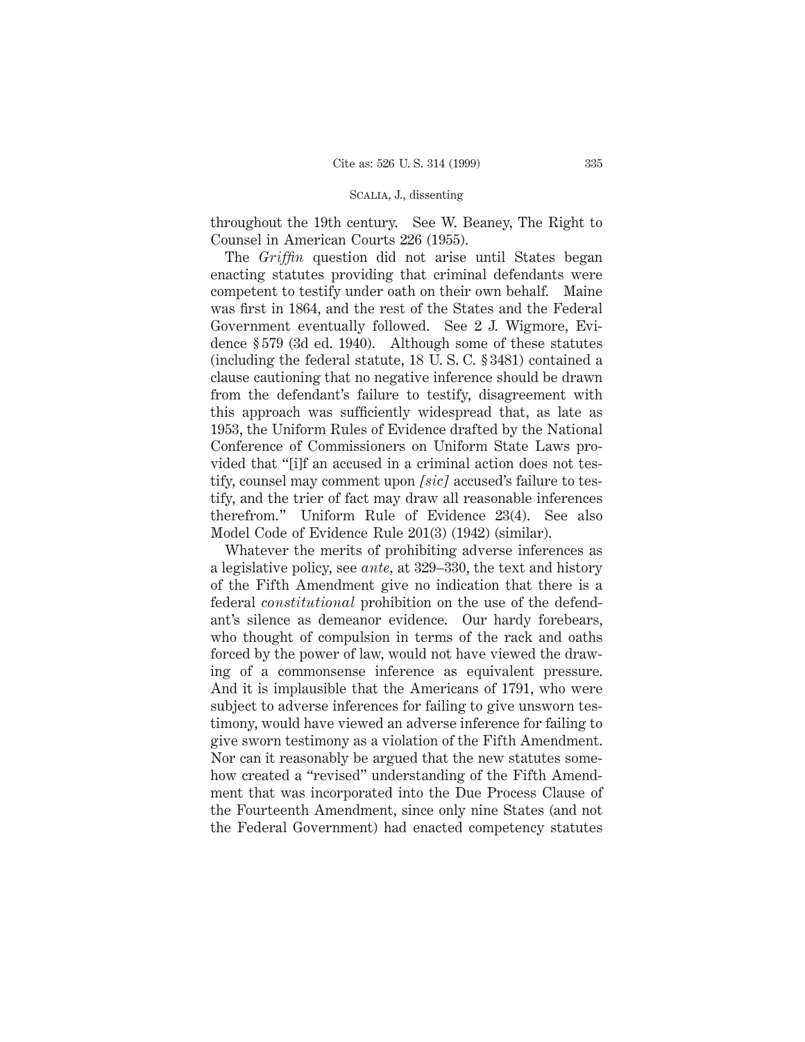throughout the 19th century. See W. Beaney, The Right to Counsel in American Courts 226 (1955).

The *Griffin* question did not arise until States began enacting statutes providing that criminal defendants were competent to testify under oath on their own behalf. Maine was first in 1864, and the rest of the States and the Federal Government eventually followed. See 2 J. Wigmore, Evidence § 579 (3d ed. 1940). Although some of these statutes (including the federal statute, 18 U. S. C. § 3481) contained a clause cautioning that no negative inference should be drawn from the defendant's failure to testify, disagreement with this approach was sufficiently widespread that, as late as 1953, the Uniform Rules of Evidence drafted by the National Conference of Commissioners on Uniform State Laws provided that "[i]f an accused in a criminal action does not testify, counsel may comment upon *[sic]* accused's failure to testify, and the trier of fact may draw all reasonable inferences therefrom." Uniform Rule of Evidence 23(4). See also Model Code of Evidence Rule 201(3) (1942) (similar).

Whatever the merits of prohibiting adverse inferences as a legislative policy, see *ante*, at 329–330, the text and history of the Fifth Amendment give no indication that there is a federal *constitutional* prohibition on the use of the defendant's silence as demeanor evidence. Our hardy forebears, who thought of compulsion in terms of the rack and oaths forced by the power of law, would not have viewed the drawing of a commonsense inference as equivalent pressure. And it is implausible that the Americans of 1791, who were subject to adverse inferences for failing to give unsworn testimony, would have viewed an adverse inference for failing to give sworn testimony as a violation of the Fifth Amendment. Nor can it reasonably be argued that the new statutes somehow created a "revised" understanding of the Fifth Amendment that was incorporated into the Due Process Clause of the Fourteenth Amendment, since only nine States (and not the Federal Government) had enacted competency statutes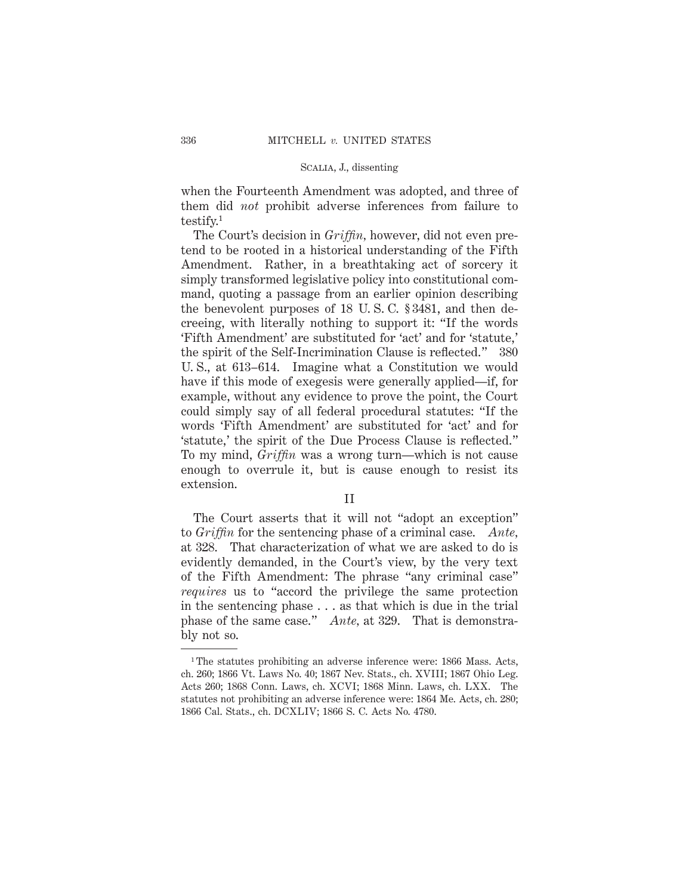when the Fourteenth Amendment was adopted, and three of them did *not* prohibit adverse inferences from failure to testify.[1]

The Court's decision in *Griffin*, however, did not even pretend to be rooted in a historical understanding of the Fifth Amendment. Rather, in a breathtaking act of sorcery it simply transformed legislative policy into constitutional command, quoting a passage from an earlier opinion describing the benevolent purposes of 18 U. S. C. § 3481, and then decreeing, with literally nothing to support it: "If the words 'Fifth Amendment' are substituted for 'act' and for 'statute,' the spirit of the Self-Incrimination Clause is reflected." 380 U. S., at 613–614. Imagine what a Constitution we would have if this mode of exegesis were generally applied—if, for example, without any evidence to prove the point, the Court could simply say of all federal procedural statutes: "If the words 'Fifth Amendment' are substituted for 'act' and for 'statute,' the spirit of the Due Process Clause is reflected." To my mind, *Griffin* was a wrong turn—which is not cause enough to overrule it, but is cause enough to resist its extension.

## II

The Court asserts that it will not "adopt an exception" to *Griffin* for the sentencing phase of a criminal case. *Ante*, at 328. That characterization of what we are asked to do is evidently demanded, in the Court's view, by the very text of the Fifth Amendment: The phrase "any criminal case" *requires* us to "accord the privilege the same protection in the sentencing phase . . . as that which is due in the trial phase of the same case." *Ante*, at 329. That is demonstrably not so.

---

[1] The statutes prohibiting an adverse inference were: 1866 Mass. Acts, ch. 260; 1866 Vt. Laws No. 40; 1867 Nev. Stats., ch. XVIII; 1867 Ohio Leg. Acts 260; 1868 Conn. Laws, ch. XCVI; 1868 Minn. Laws, ch. LXX. The statutes not prohibiting an adverse inference were: 1864 Me. Acts, ch. 280; 1866 Cal. Stats., ch. DCXLIV; 1866 S. C. Acts No. 4780.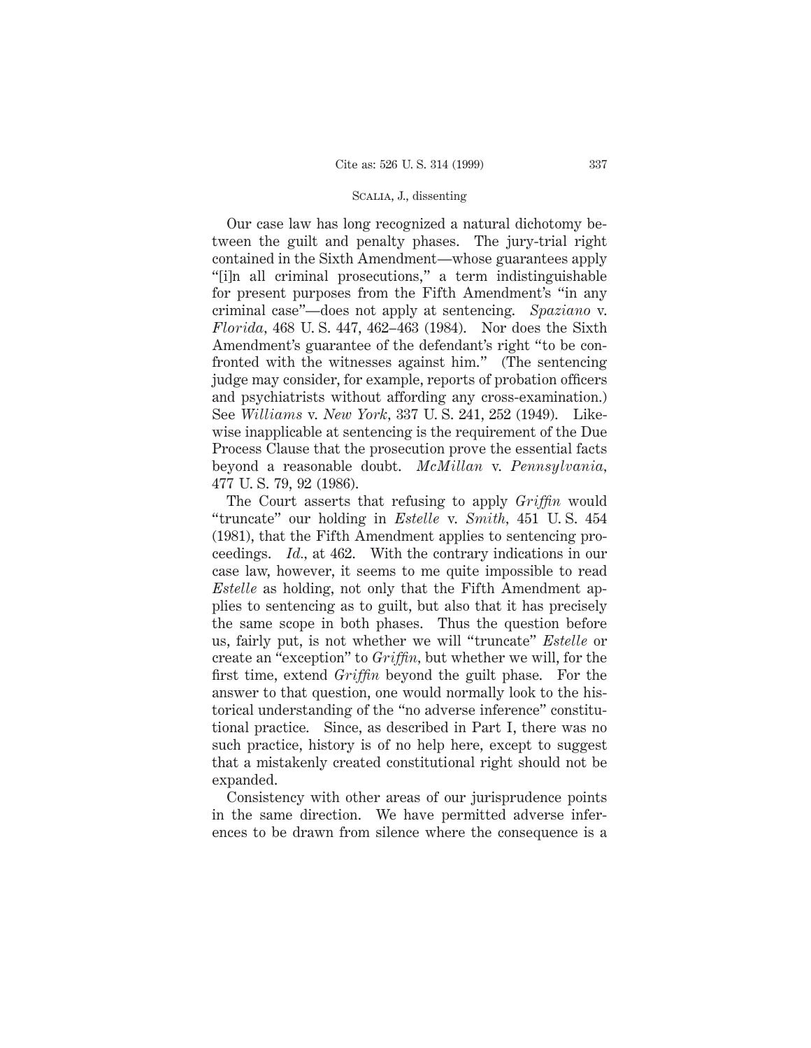Our case law has long recognized a natural dichotomy between the guilt and penalty phases. The jury-trial right contained in the Sixth Amendment—whose guarantees apply "[i]n all criminal prosecutions," a term indistinguishable for present purposes from the Fifth Amendment's "in any criminal case"—does not apply at sentencing. *Spaziano* v. *Florida*, 468 U. S. 447, 462–463 (1984). Nor does the Sixth Amendment's guarantee of the defendant's right "to be confronted with the witnesses against him." (The sentencing judge may consider, for example, reports of probation officers and psychiatrists without affording any cross-examination.) See *Williams* v. *New York*, 337 U. S. 241, 252 (1949). Likewise inapplicable at sentencing is the requirement of the Due Process Clause that the prosecution prove the essential facts beyond a reasonable doubt. *McMillan* v. *Pennsylvania*, 477 U. S. 79, 92 (1986).

The Court asserts that refusing to apply *Griffin* would "truncate" our holding in *Estelle* v. *Smith*, 451 U. S. 454 (1981), that the Fifth Amendment applies to sentencing proceedings. *Id.*, at 462. With the contrary indications in our case law, however, it seems to me quite impossible to read *Estelle* as holding, not only that the Fifth Amendment applies to sentencing as to guilt, but also that it has precisely the same scope in both phases. Thus the question before us, fairly put, is not whether we will "truncate" *Estelle* or create an "exception" to *Griffin*, but whether we will, for the first time, extend *Griffin* beyond the guilt phase. For the answer to that question, one would normally look to the historical understanding of the "no adverse inference" constitutional practice. Since, as described in Part I, there was no such practice, history is of no help here, except to suggest that a mistakenly created constitutional right should not be expanded.

Consistency with other areas of our jurisprudence points in the same direction. We have permitted adverse inferences to be drawn from silence where the consequence is a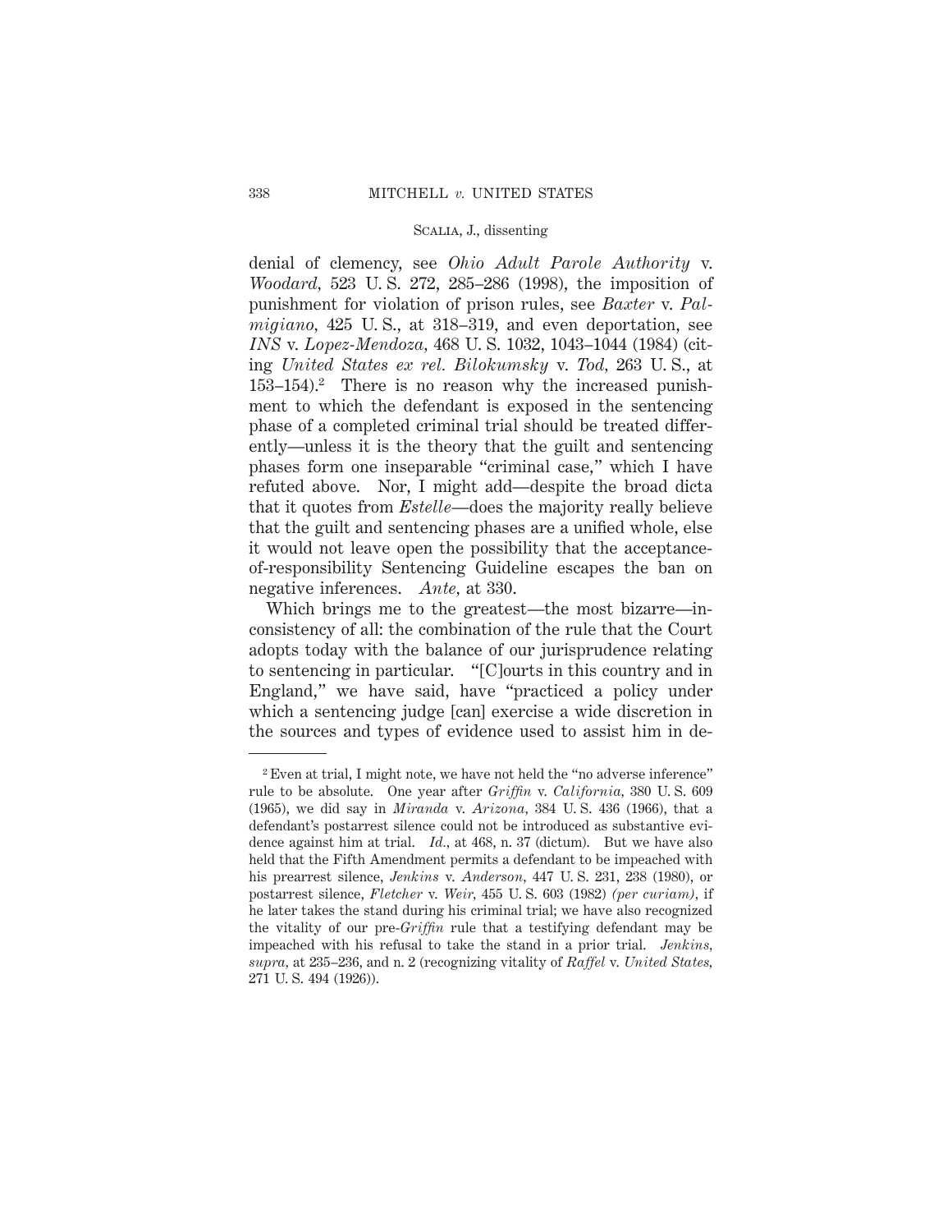denial of clemency, see *Ohio Adult Parole Authority* v. *Woodard,* 523 U. S. 272, 285–286 (1998), the imposition of punishment for violation of prison rules, see *Baxter* v. *Palmigiano,* 425 U. S., at 318–319, and even deportation, see *INS* v. *Lopez-Mendoza,* 468 U. S. 1032, 1043–1044 (1984) (citing *United States ex rel. Bilokumsky* v. *Tod,* 263 U. S., at 153–154).[2] There is no reason why the increased punishment to which the defendant is exposed in the sentencing phase of a completed criminal trial should be treated differently—unless it is the theory that the guilt and sentencing phases form one inseparable "criminal case," which I have refuted above. Nor, I might add—despite the broad dicta that it quotes from *Estelle*—does the majority really believe that the guilt and sentencing phases are a unified whole, else it would not leave open the possibility that the acceptance-of-responsibility Sentencing Guideline escapes the ban on negative inferences. *Ante,* at 330.

Which brings me to the greatest—the most bizarre—inconsistency of all: the combination of the rule that the Court adopts today with the balance of our jurisprudence relating to sentencing in particular. "[C]ourts in this country and in England," we have said, have "practiced a policy under which a sentencing judge [can] exercise a wide discretion in the sources and types of evidence used to assist him in de-

---

[2] Even at trial, I might note, we have not held the "no adverse inference" rule to be absolute. One year after *Griffin* v. *California,* 380 U. S. 609 (1965), we did say in *Miranda* v. *Arizona,* 384 U. S. 436 (1966), that a defendant's postarrest silence could not be introduced as substantive evidence against him at trial. *Id.,* at 468, n. 37 (dictum). But we have also held that the Fifth Amendment permits a defendant to be impeached with his prearrest silence, *Jenkins* v. *Anderson,* 447 U. S. 231, 238 (1980), or postarrest silence, *Fletcher* v. *Weir,* 455 U. S. 603 (1982) *(per curiam),* if he later takes the stand during his criminal trial; we have also recognized the vitality of our pre-*Griffin* rule that a testifying defendant may be impeached with his refusal to take the stand in a prior trial. *Jenkins, supra,* at 235–236, and n. 2 (recognizing vitality of *Raffel* v. *United States,* 271 U. S. 494 (1926)).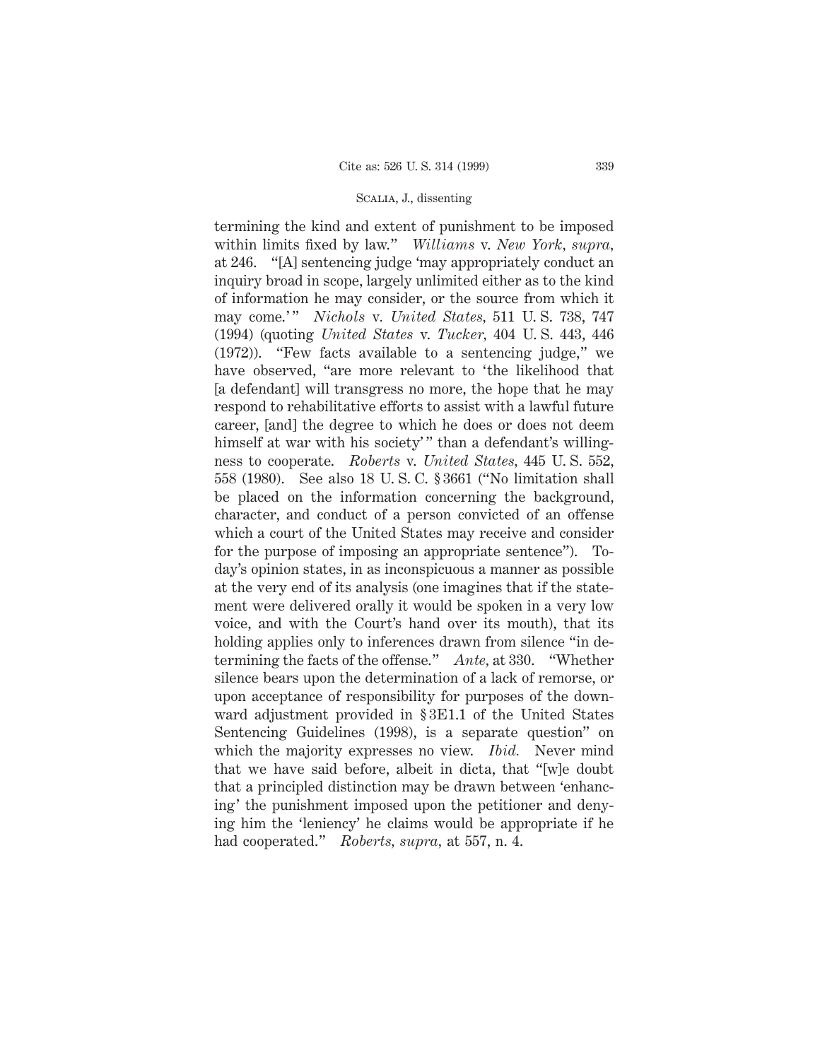termining the kind and extent of punishment to be imposed within limits fixed by law." *Williams* v. *New York*, *supra*, at 246. "[A] sentencing judge 'may appropriately conduct an inquiry broad in scope, largely unlimited either as to the kind of information he may consider, or the source from which it may come.'" *Nichols* v. *United States*, 511 U. S. 738, 747 (1994) (quoting *United States* v. *Tucker*, 404 U. S. 443, 446 (1972)). "Few facts available to a sentencing judge," we have observed, "are more relevant to 'the likelihood that [a defendant] will transgress no more, the hope that he may respond to rehabilitative efforts to assist with a lawful future career, [and] the degree to which he does or does not deem himself at war with his society'" than a defendant's willingness to cooperate. *Roberts* v. *United States*, 445 U. S. 552, 558 (1980). See also 18 U. S. C. § 3661 ("No limitation shall be placed on the information concerning the background, character, and conduct of a person convicted of an offense which a court of the United States may receive and consider for the purpose of imposing an appropriate sentence"). Today's opinion states, in as inconspicuous a manner as possible at the very end of its analysis (one imagines that if the statement were delivered orally it would be spoken in a very low voice, and with the Court's hand over its mouth), that its holding applies only to inferences drawn from silence "in determining the facts of the offense." *Ante*, at 330. "Whether silence bears upon the determination of a lack of remorse, or upon acceptance of responsibility for purposes of the downward adjustment provided in § 3E1.1 of the United States Sentencing Guidelines (1998), is a separate question" on which the majority expresses no view. *Ibid.* Never mind that we have said before, albeit in dicta, that "[w]e doubt that a principled distinction may be drawn between 'enhancing' the punishment imposed upon the petitioner and denying him the 'leniency' he claims would be appropriate if he had cooperated." *Roberts*, *supra*, at 557, n. 4.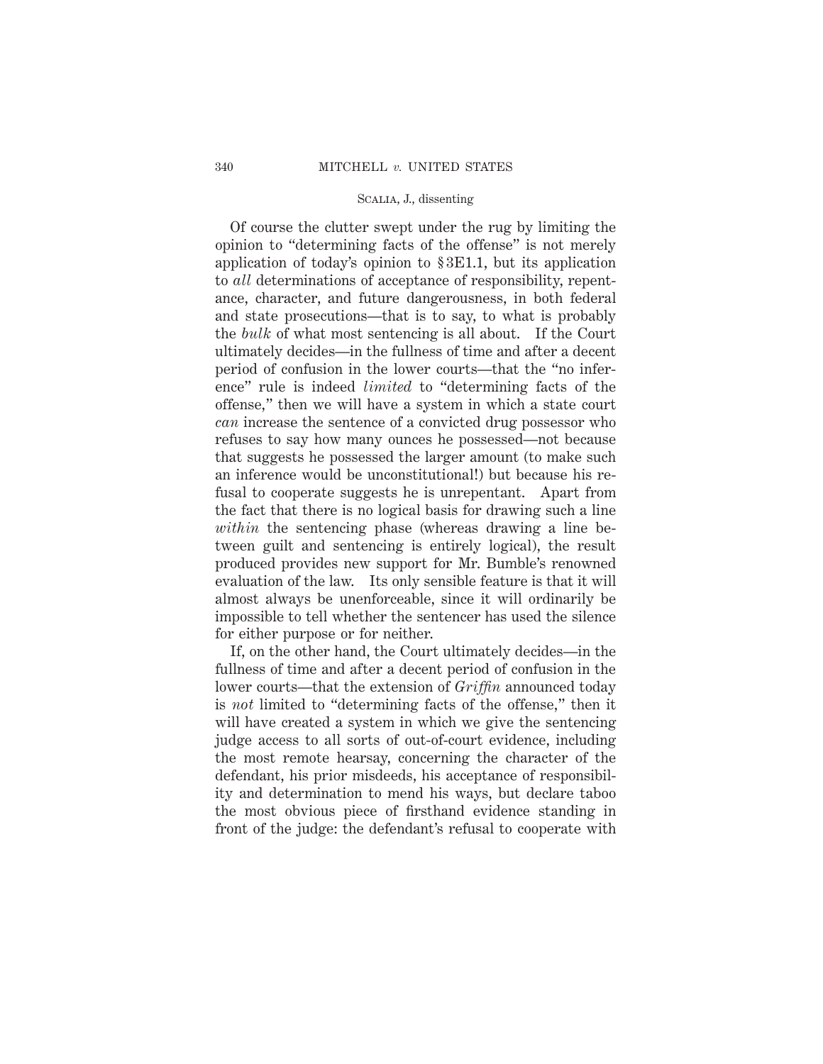Of course the clutter swept under the rug by limiting the opinion to "determining facts of the offense" is not merely application of today's opinion to § 3E1.1, but its application to *all* determinations of acceptance of responsibility, repentance, character, and future dangerousness, in both federal and state prosecutions—that is to say, to what is probably the *bulk* of what most sentencing is all about. If the Court ultimately decides—in the fullness of time and after a decent period of confusion in the lower courts—that the "no inference" rule is indeed *limited* to "determining facts of the offense," then we will have a system in which a state court *can* increase the sentence of a convicted drug possessor who refuses to say how many ounces he possessed—not because that suggests he possessed the larger amount (to make such an inference would be unconstitutional!) but because his refusal to cooperate suggests he is unrepentant. Apart from the fact that there is no logical basis for drawing such a line *within* the sentencing phase (whereas drawing a line between guilt and sentencing is entirely logical), the result produced provides new support for Mr. Bumble's renowned evaluation of the law. Its only sensible feature is that it will almost always be unenforceable, since it will ordinarily be impossible to tell whether the sentencer has used the silence for either purpose or for neither.

If, on the other hand, the Court ultimately decides—in the fullness of time and after a decent period of confusion in the lower courts—that the extension of *Griffin* announced today is *not* limited to "determining facts of the offense," then it will have created a system in which we give the sentencing judge access to all sorts of out-of-court evidence, including the most remote hearsay, concerning the character of the defendant, his prior misdeeds, his acceptance of responsibility and determination to mend his ways, but declare taboo the most obvious piece of firsthand evidence standing in front of the judge: the defendant's refusal to cooperate with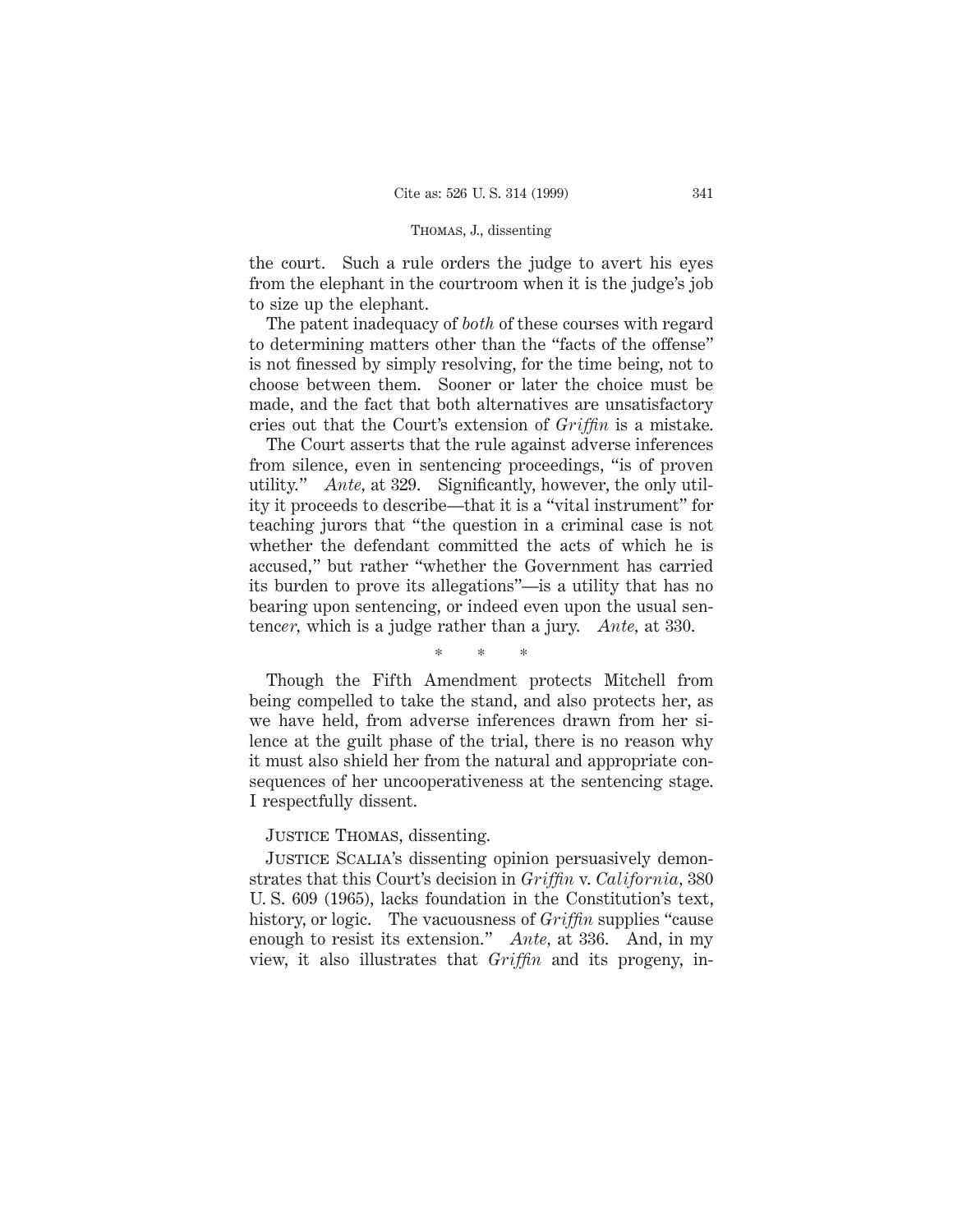the court. Such a rule orders the judge to avert his eyes from the elephant in the courtroom when it is the judge's job to size up the elephant.

The patent inadequacy of *both* of these courses with regard to determining matters other than the "facts of the offense" is not finessed by simply resolving, for the time being, not to choose between them. Sooner or later the choice must be made, and the fact that both alternatives are unsatisfactory cries out that the Court's extension of *Griffin* is a mistake.

The Court asserts that the rule against adverse inferences from silence, even in sentencing proceedings, "is of proven utility." *Ante,* at 329. Significantly, however, the only utility it proceeds to describe—that it is a "vital instrument" for teaching jurors that "the question in a criminal case is not whether the defendant committed the acts of which he is accused," but rather "whether the Government has carried its burden to prove its allegations"—is a utility that has no bearing upon sentencing, or indeed even upon the usual senten*cer,* which is a judge rather than a jury. *Ante,* at 330.

\* \* \*

Though the Fifth Amendment protects Mitchell from being compelled to take the stand, and also protects her, as we have held, from adverse inferences drawn from her silence at the guilt phase of the trial, there is no reason why it must also shield her from the natural and appropriate consequences of her uncooperativeness at the sentencing stage. I respectfully dissent.

Justice Thomas, dissenting.

Justice Scalia's dissenting opinion persuasively demonstrates that this Court's decision in *Griffin* v. *California,* 380 U. S. 609 (1965), lacks foundation in the Constitution's text, history, or logic. The vacuousness of *Griffin* supplies "cause enough to resist its extension." *Ante,* at 336. And, in my view, it also illustrates that *Griffin* and its progeny, in-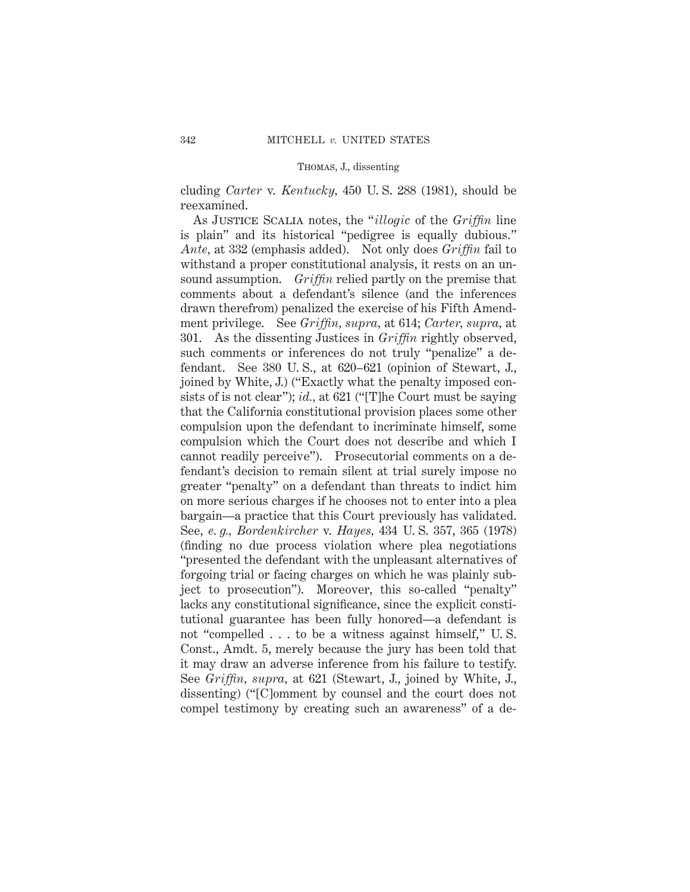cluding *Carter* v. *Kentucky*, 450 U. S. 288 (1981), should be reexamined.

As Justice Scalia notes, the "*illogic* of the *Griffin* line is plain" and its historical "pedigree is equally dubious." *Ante*, at 332 (emphasis added). Not only does *Griffin* fail to withstand a proper constitutional analysis, it rests on an unsound assumption. *Griffin* relied partly on the premise that comments about a defendant's silence (and the inferences drawn therefrom) penalized the exercise of his Fifth Amendment privilege. See *Griffin*, *supra*, at 614; *Carter*, *supra*, at 301. As the dissenting Justices in *Griffin* rightly observed, such comments or inferences do not truly "penalize" a defendant. See 380 U. S., at 620–621 (opinion of Stewart, J., joined by White, J.) ("Exactly what the penalty imposed consists of is not clear"); *id.*, at 621 ("[T]he Court must be saying that the California constitutional provision places some other compulsion upon the defendant to incriminate himself, some compulsion which the Court does not describe and which I cannot readily perceive"). Prosecutorial comments on a defendant's decision to remain silent at trial surely impose no greater "penalty" on a defendant than threats to indict him on more serious charges if he chooses not to enter into a plea bargain—a practice that this Court previously has validated. See, *e. g.*, *Bordenkircher* v. *Hayes*, 434 U. S. 357, 365 (1978) (finding no due process violation where plea negotiations "presented the defendant with the unpleasant alternatives of forgoing trial or facing charges on which he was plainly subject to prosecution"). Moreover, this so-called "penalty" lacks any constitutional significance, since the explicit constitutional guarantee has been fully honored—a defendant is not "compelled . . . to be a witness against himself," U. S. Const., Amdt. 5, merely because the jury has been told that it may draw an adverse inference from his failure to testify. See *Griffin*, *supra*, at 621 (Stewart, J., joined by White, J., dissenting) ("[C]omment by counsel and the court does not compel testimony by creating such an awareness" of a de-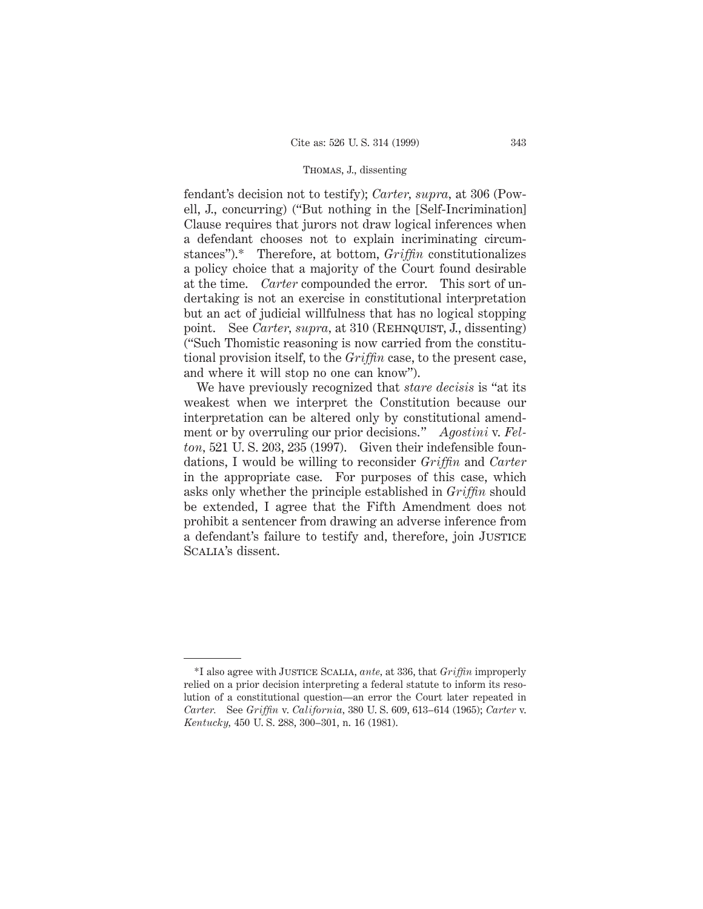fendant's decision not to testify); *Carter*, *supra*, at 306 (Powell, J., concurring) ("But nothing in the [Self-Incrimination] Clause requires that jurors not draw logical inferences when a defendant chooses not to explain incriminating circumstances").* Therefore, at bottom, *Griffin* constitutionalizes a policy choice that a majority of the Court found desirable at the time. *Carter* compounded the error. This sort of undertaking is not an exercise in constitutional interpretation but an act of judicial willfulness that has no logical stopping point. See *Carter*, *supra*, at 310 (Rehnquist, J., dissenting) ("Such Thomistic reasoning is now carried from the constitutional provision itself, to the *Griffin* case, to the present case, and where it will stop no one can know").

We have previously recognized that *stare decisis* is "at its weakest when we interpret the Constitution because our interpretation can be altered only by constitutional amendment or by overruling our prior decisions." *Agostini* v. *Felton*, 521 U. S. 203, 235 (1997). Given their indefensible foundations, I would be willing to reconsider *Griffin* and *Carter* in the appropriate case. For purposes of this case, which asks only whether the principle established in *Griffin* should be extended, I agree that the Fifth Amendment does not prohibit a sentencer from drawing an adverse inference from a defendant's failure to testify and, therefore, join Justice Scalia's dissent.

---

*I also agree with Justice Scalia, *ante*, at 336, that *Griffin* improperly relied on a prior decision interpreting a federal statute to inform its resolution of a constitutional question—an error the Court later repeated in *Carter*. See *Griffin* v. *California*, 380 U. S. 609, 613–614 (1965); *Carter* v. *Kentucky*, 450 U. S. 288, 300–301, n. 16 (1981).